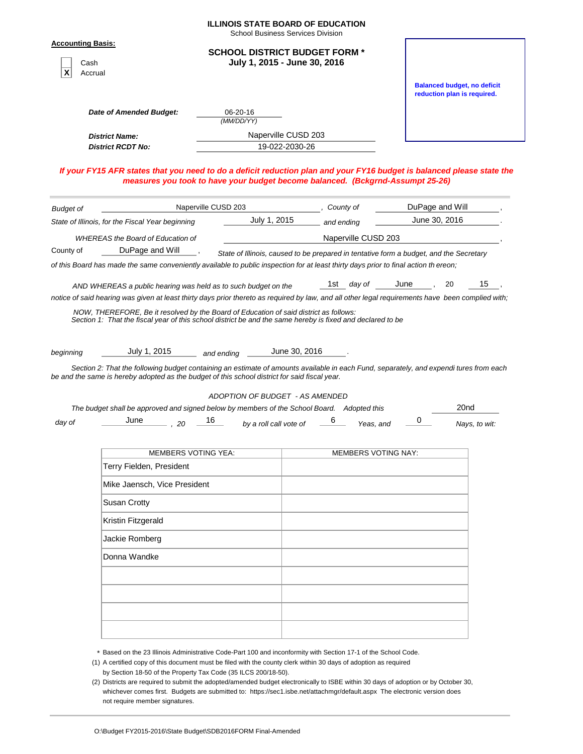**ILLINOIS STATE BOARD OF EDUCATION**
School Business Services Division

**Accounting Basis:**

- [ ] Cash
- [X] Accrual

## SCHOOL DISTRICT BUDGET FORM *
## July 1, 2015 - June 30, 2016

**Balanced budget, no deficit reduction plan is required.**

***Date of Amended Budget:*** 06-20-16 *(MM/DD/YY)*

***District Name:*** Naperville CUSD 203

***District RCDT No:*** 19-022-2030-26

***If your FY15 AFR states that you need to do a deficit reduction plan and your FY16 budget is balanced please state the measures you took to have your budget become balanced. (Bckgrnd-Assumpt 25-26)***

---

*Budget of* Naperville CUSD 203 *, County of* DuPage and Will ,
*State of Illinois, for the Fiscal Year beginning* July 1, 2015 *and ending* June 30, 2016 .

*WHEREAS the Board of Education of* Naperville CUSD 203 ,
County of DuPage and Will , *State of Illinois, caused to be prepared in tentative form a budget, and the Secretary of this Board has made the same conveniently available to public inspection for at least thirty days prior to final action th ereon;*

*AND WHEREAS a public hearing was held as to such budget on the* 1st *day of* June , 20 15 ,
*notice of said hearing was given at least thirty days prior thereto as required by law, and all other legal requirements have been complied with;*

*NOW, THEREFORE, Be it resolved by the Board of Education of said district as follows:*
*Section 1: That the fiscal year of this school district be and the same hereby is fixed and declared to be*

*beginning* July 1, 2015 *and ending* June 30, 2016 .

*Section 2: That the following budget containing an estimate of amounts available in each Fund, separately, and expendi tures from each be and the same is hereby adopted as the budget of this school district for said fiscal year.*

*ADOPTION OF BUDGET - AS AMENDED*

*The budget shall be approved and signed below by members of the School Board. Adopted this* 20nd
*day of* June *, 20* 16 *by a roll call vote of* 6 *Yeas, and* 0 *Nays, to wit:*

| MEMBERS VOTING YEA: | MEMBERS VOTING NAY: |
|---|---|
| Terry Fielden, President | |
| Mike Jaensch, Vice President | |
| Susan Crotty | |
| Kristin Fitzgerald | |
| Jackie Romberg | |
| Donna Wandke | |
| | |
| | |
| | |
| | |

\* Based on the 23 Illinois Administrative Code-Part 100 and inconformity with Section 17-1 of the School Code.

(1) A certified copy of this document must be filed with the county clerk within 30 days of adoption as required by Section 18-50 of the Property Tax Code (35 ILCS 200/18-50).

(2) Districts are required to submit the adopted/amended budget electronically to ISBE within 30 days of adoption or by October 30, whichever comes first. Budgets are submitted to: https://sec1.isbe.net/attachmgr/default.aspx The electronic version does not require member signatures.

O:\Budget FY2015-2016\State Budget\SDB2016FORM Final-Amended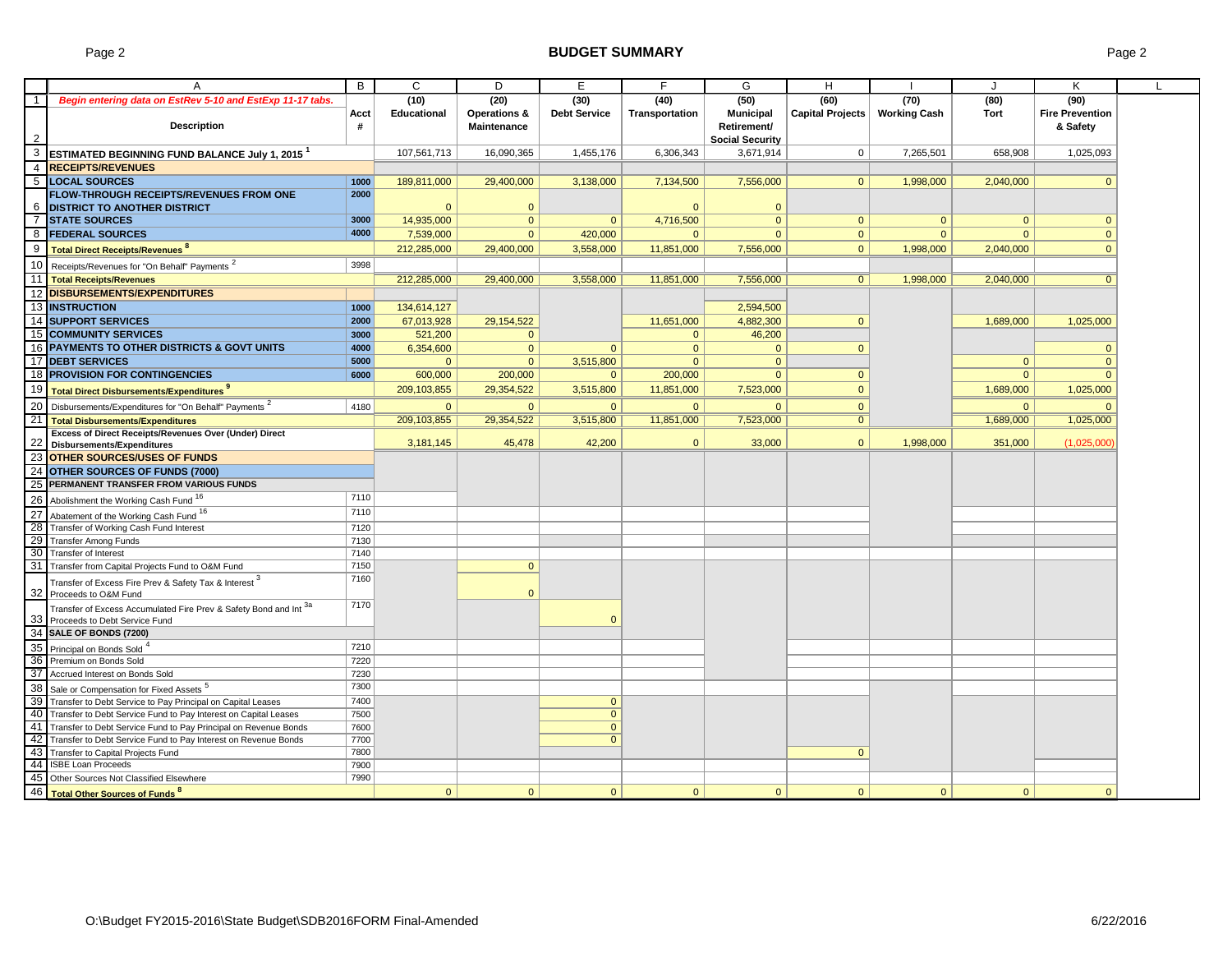# BUDGET SUMMARY

| | A | B | C | D | E | F | G | H | I | J | K | L |
|---|---|---|---|---|---|---|---|---|---|---|---|---|
| 1 | *Begin entering data on EstRev 5-10 and EstExp 11-17 tabs.* | Acct # | (10) Educational | (20) Operations & Maintenance | (30) Debt Service | (40) Transportation | (50) Municipal Retirement/ Social Security | (60) Capital Projects | (70) Working Cash | (80) Tort | (90) Fire Prevention & Safety | |
| 2 | **Description** | | | | | | | | | | | |
| 3 | **ESTIMATED BEGINNING FUND BALANCE July 1, 2015** [1] | | 107,561,713 | 16,090,365 | 1,455,176 | 6,306,343 | 3,671,914 | 0 | 7,265,501 | 658,908 | 1,025,093 | |
| 4 | **RECEIPTS/REVENUES** | | | | | | | | | | | |
| 5 | **LOCAL SOURCES** | 1000 | 189,811,000 | 29,400,000 | 3,138,000 | 7,134,500 | 7,556,000 | 0 | 1,998,000 | 2,040,000 | 0 | |
| 6 | **FLOW-THROUGH RECEIPTS/REVENUES FROM ONE DISTRICT TO ANOTHER DISTRICT** | 2000 | 0 | 0 | | 0 | 0 | | | | | |
| 7 | **STATE SOURCES** | 3000 | 14,935,000 | 0 | 0 | 4,716,500 | 0 | 0 | 0 | 0 | 0 | |
| 8 | **FEDERAL SOURCES** | 4000 | 7,539,000 | 0 | 420,000 | 0 | 0 | 0 | 0 | 0 | 0 | |
| 9 | **Total Direct Receipts/Revenues** [8] | | 212,285,000 | 29,400,000 | 3,558,000 | 11,851,000 | 7,556,000 | 0 | 1,998,000 | 2,040,000 | 0 | |
| 10 | Receipts/Revenues for "On Behalf" Payments [2] | 3998 | | | | | | | | | | |
| 11 | **Total Receipts/Revenues** | | 212,285,000 | 29,400,000 | 3,558,000 | 11,851,000 | 7,556,000 | 0 | 1,998,000 | 2,040,000 | 0 | |
| 12 | **DISBURSEMENTS/EXPENDITURES** | | | | | | | | | | | |
| 13 | **INSTRUCTION** | 1000 | 134,614,127 | | | | 2,594,500 | | | | | |
| 14 | **SUPPORT SERVICES** | 2000 | 67,013,928 | 29,154,522 | | 11,651,000 | 4,882,300 | 0 | | 1,689,000 | 1,025,000 | |
| 15 | **COMMUNITY SERVICES** | 3000 | 521,200 | 0 | | 0 | 46,200 | | | | | |
| 16 | **PAYMENTS TO OTHER DISTRICTS & GOVT UNITS** | 4000 | 6,354,600 | 0 | 0 | 0 | 0 | 0 | | | 0 | |
| 17 | **DEBT SERVICES** | 5000 | 0 | 0 | 3,515,800 | 0 | 0 | | | 0 | 0 | |
| 18 | **PROVISION FOR CONTINGENCIES** | 6000 | 600,000 | 200,000 | 0 | 200,000 | 0 | 0 | | 0 | 0 | |
| 19 | **Total Direct Disbursements/Expenditures** [9] | | 209,103,855 | 29,354,522 | 3,515,800 | 11,851,000 | 7,523,000 | 0 | | 1,689,000 | 1,025,000 | |
| 20 | Disbursements/Expenditures for "On Behalf" Payments [2] | 4180 | 0 | 0 | 0 | 0 | 0 | 0 | | 0 | 0 | |
| 21 | **Total Disbursements/Expenditures** | | 209,103,855 | 29,354,522 | 3,515,800 | 11,851,000 | 7,523,000 | 0 | | 1,689,000 | 1,025,000 | |
| 22 | **Excess of Direct Receipts/Revenues Over (Under) Direct Disbursements/Expenditures** | | 3,181,145 | 45,478 | 42,200 | 0 | 33,000 | 0 | 1,998,000 | 351,000 | (1,025,000) | |
| 23 | **OTHER SOURCES/USES OF FUNDS** | | | | | | | | | | | |
| 24 | **OTHER SOURCES OF FUNDS (7000)** | | | | | | | | | | | |
| 25 | **PERMANENT TRANSFER FROM VARIOUS FUNDS** | | | | | | | | | | | |
| 26 | Abolishment the Working Cash Fund [16] | 7110 | | | | | | | | | | |
| 27 | Abatement of the Working Cash Fund [16] | 7110 | | | | | | | | | | |
| 28 | Transfer of Working Cash Fund Interest | 7120 | | | | | | | | | | |
| 29 | Transfer Among Funds | 7130 | | | | | | | | | | |
| 30 | Transfer of Interest | 7140 | | | | | | | | | | |
| 31 | Transfer from Capital Projects Fund to O&M Fund | 7150 | | 0 | | | | | | | | |
| 32 | Transfer of Excess Fire Prev & Safety Tax & Interest [3] Proceeds to O&M Fund | 7160 | | 0 | | | | | | | | |
| 33 | Transfer of Excess Accumulated Fire Prev & Safety Bond and Int [3a] Proceeds to Debt Service Fund | 7170 | | | 0 | | | | | | | |
| 34 | **SALE OF BONDS (7200)** | | | | | | | | | | | |
| 35 | Principal on Bonds Sold [4] | 7210 | | | | | | | | | | |
| 36 | Premium on Bonds Sold | 7220 | | | | | | | | | | |
| 37 | Accrued Interest on Bonds Sold | 7230 | | | | | | | | | | |
| 38 | Sale or Compensation for Fixed Assets [5] | 7300 | | | | | | | | | | |
| 39 | Transfer to Debt Service to Pay Principal on Capital Leases | 7400 | | | 0 | | | | | | | |
| 40 | Transfer to Debt Service Fund to Pay Interest on Capital Leases | 7500 | | | 0 | | | | | | | |
| 41 | Transfer to Debt Service Fund to Pay Principal on Revenue Bonds | 7600 | | | 0 | | | | | | | |
| 42 | Transfer to Debt Service Fund to Pay Interest on Revenue Bonds | 7700 | | | 0 | | | | | | | |
| 43 | Transfer to Capital Projects Fund | 7800 | | | | | | 0 | | | | |
| 44 | ISBE Loan Proceeds | 7900 | | | | | | | | | | |
| 45 | Other Sources Not Classified Elsewhere | 7990 | | | | | | | | | | |
| 46 | **Total Other Sources of Funds** [8] | | 0 | 0 | 0 | 0 | 0 | 0 | 0 | 0 | 0 | |

O:\Budget FY2015-2016\State Budget\SDB2016FORM Final-Amended — 6/22/2016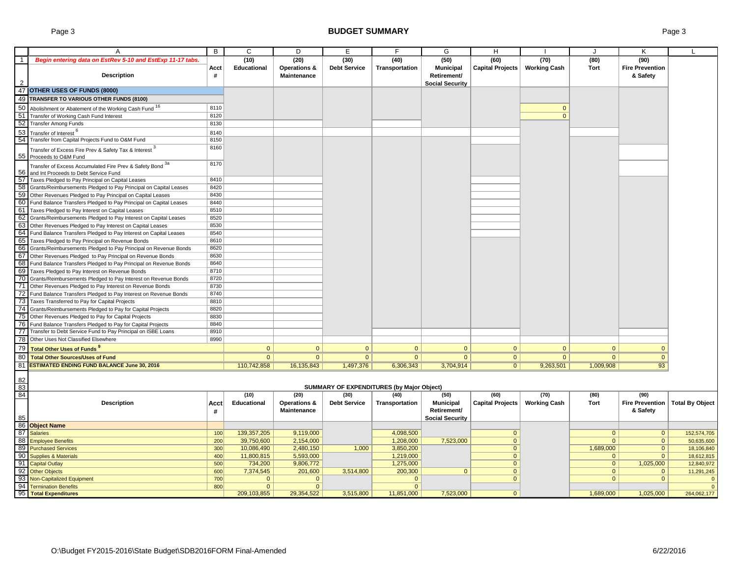# BUDGET SUMMARY

| | A | B | C | D | E | F | G | H | I | J | K | L |
|---|---|---|---|---|---|---|---|---|---|---|---|---|
| 1 | *Begin entering data on EstRev 5-10 and EstExp 11-17 tabs.* | Acct # | (10) Educational | (20) Operations & Maintenance | (30) Debt Service | (40) Transportation | (50) Municipal Retirement/ Social Security | (60) Capital Projects | (70) Working Cash | (80) Tort | (90) Fire Prevention & Safety | |
| 2 | **Description** | | | | | | | | | | | |
| 47 | **OTHER USES OF FUNDS (8000)** | | | | | | | | | | | |
| 49 | **TRANSFER TO VARIOUS OTHER FUNDS (8100)** | | | | | | | | | | | |
| 50 | Abolishment or Abatement of the Working Cash Fund [16] | 8110 | | | | | | | 0 | | | |
| 51 | Transfer of Working Cash Fund Interest | 8120 | | | | | | | 0 | | | |
| 52 | Transfer Among Funds | 8130 | | | | | | | | | | |
| 53 | Transfer of Interest [6] | 8140 | | | | | | | | | | |
| 54 | Transfer from Capital Projects Fund to O&M Fund | 8150 | | | | | | | | | | |
| 55 | Transfer of Excess Fire Prev & Safety Tax & Interest [3] Proceeds to O&M Fund | 8160 | | | | | | | | | | |
| 56 | Transfer of Excess Accumulated Fire Prev & Safety Bond [3a] and Int Proceeds to Debt Service Fund | 8170 | | | | | | | | | | |
| 57 | Taxes Pledged to Pay Principal on Capital Leases | 8410 | | | | | | | | | | |
| 58 | Grants/Reimbursements Pledged to Pay Principal on Capital Leases | 8420 | | | | | | | | | | |
| 59 | Other Revenues Pledged to Pay Principal on Capital Leases | 8430 | | | | | | | | | | |
| 60 | Fund Balance Transfers Pledged to Pay Principal on Capital Leases | 8440 | | | | | | | | | | |
| 61 | Taxes Pledged to Pay Interest on Capital Leases | 8510 | | | | | | | | | | |
| 62 | Grants/Reimbursements Pledged to Pay Interest on Capital Leases | 8520 | | | | | | | | | | |
| 63 | Other Revenues Pledged to Pay Interest on Capital Leases | 8530 | | | | | | | | | | |
| 64 | Fund Balance Transfers Pledged to Pay Interest on Capital Leases | 8540 | | | | | | | | | | |
| 65 | Taxes Pledged to Pay Principal on Revenue Bonds | 8610 | | | | | | | | | | |
| 66 | Grants/Reimbursements Pledged to Pay Principal on Revenue Bonds | 8620 | | | | | | | | | | |
| 67 | Other Revenues Pledged to Pay Principal on Revenue Bonds | 8630 | | | | | | | | | | |
| 68 | Fund Balance Transfers Pledged to Pay Principal on Revenue Bonds | 8640 | | | | | | | | | | |
| 69 | Taxes Pledged to Pay Interest on Revenue Bonds | 8710 | | | | | | | | | | |
| 70 | Grants/Reimbursements Pledged to Pay Interest on Revenue Bonds | 8720 | | | | | | | | | | |
| 71 | Other Revenues Pledged to Pay Interest on Revenue Bonds | 8730 | | | | | | | | | | |
| 72 | Fund Balance Transfers Pledged to Pay Interest on Revenue Bonds | 8740 | | | | | | | | | | |
| 73 | Taxes Transferred to Pay for Capital Projects | 8810 | | | | | | | | | | |
| 74 | Grants/Reimbursements Pledged to Pay for Capital Projects | 8820 | | | | | | | | | | |
| 75 | Other Revenues Pledged to Pay for Capital Projects | 8830 | | | | | | | | | | |
| 76 | Fund Balance Transfers Pledged to Pay for Capital Projects | 8840 | | | | | | | | | | |
| 77 | Transfer to Debt Service Fund to Pay Principal on ISBE Loans | 8910 | | | | | | | | | | |
| 78 | Other Uses Not Classified Elsewhere | 8990 | | | | | | | | | | |
| 79 | **Total Other Uses of Funds [9]** | | 0 | 0 | 0 | 0 | 0 | 0 | 0 | 0 | 0 | |
| 80 | **Total Other Sources/Uses of Fund** | | 0 | 0 | 0 | 0 | 0 | 0 | 0 | 0 | 0 | |
| 81 | **ESTIMATED ENDING FUND BALANCE June 30, 2016** | | 110,742,858 | 16,135,843 | 1,497,376 | 6,306,343 | 3,704,914 | 0 | 9,263,501 | 1,009,908 | 93 | |

## SUMMARY OF EXPENDITURES (by Major Object)

| | Description | Acct # | (10) Educational | (20) Operations & Maintenance | (30) Debt Service | (40) Transportation | (50) Municipal Retirement/ Social Security | (60) Capital Projects | (70) Working Cash | (80) Tort | (90) Fire Prevention & Safety | Total By Object |
|---|---|---|---|---|---|---|---|---|---|---|---|---|
| 86 | **Object Name** | | | | | | | | | | | |
| 87 | Salaries | 100 | 139,357,205 | 9,119,000 | | 4,098,500 | | 0 | | 0 | 0 | 152,574,705 |
| 88 | Employee Benefits | 200 | 39,750,600 | 2,154,000 | | 1,208,000 | 7,523,000 | 0 | | 0 | 0 | 50,635,600 |
| 89 | Purchased Services | 300 | 10,086,490 | 2,480,150 | 1,000 | 3,850,200 | | 0 | | 1,689,000 | 0 | 18,106,840 |
| 90 | Supplies & Materials | 400 | 11,800,815 | 5,593,000 | | 1,219,000 | | 0 | | 0 | 0 | 18,612,815 |
| 91 | Capital Outlay | 500 | 734,200 | 9,806,772 | | 1,275,000 | | 0 | | 0 | 1,025,000 | 12,840,972 |
| 92 | Other Objects | 600 | 7,374,545 | 201,600 | 3,514,800 | 200,300 | 0 | 0 | | 0 | 0 | 11,291,245 |
| 93 | Non-Capitalized Equipment | 700 | 0 | 0 | | 0 | | 0 | | 0 | 0 | 0 |
| 94 | Termination Benefits | 800 | 0 | 0 | | 0 | | | | | | 0 |
| 95 | **Total Expenditures** | | 209,103,855 | 29,354,522 | 3,515,800 | 11,851,000 | 7,523,000 | 0 | | 1,689,000 | 1,025,000 | 264,062,177 |

O:\Budget FY2015-2016\State Budget\SDB2016FORM Final-Amended 6/22/2016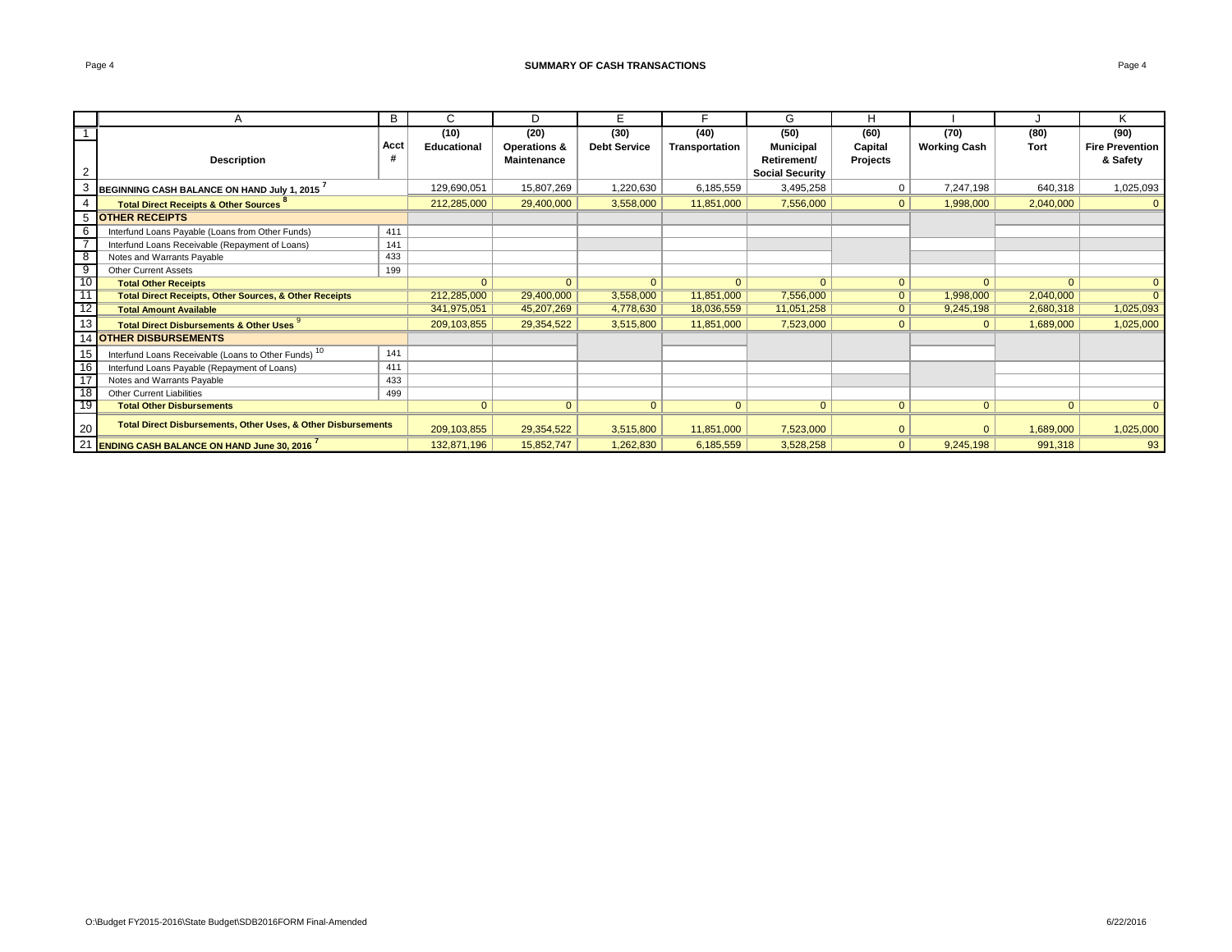# SUMMARY OF CASH TRANSACTIONS

| | A | B | C | D | E | F | G | H | I | J | K |
|---|---|---|---|---|---|---|---|---|---|---|---|
| 1 | | | (10) | (20) | (30) | (40) | (50) | (60) | (70) | (80) | (90) |
| 2 | **Description** | **Acct #** | **Educational** | **Operations & Maintenance** | **Debt Service** | **Transportation** | **Municipal Retirement/ Social Security** | **Capital Projects** | **Working Cash** | **Tort** | **Fire Prevention & Safety** |
| 3 | **BEGINNING CASH BALANCE ON HAND July 1, 2015** [7] | | 129,690,051 | 15,807,269 | 1,220,630 | 6,185,559 | 3,495,258 | 0 | 7,247,198 | 640,318 | 1,025,093 |
| 4 | **Total Direct Receipts & Other Sources** [8] | | 212,285,000 | 29,400,000 | 3,558,000 | 11,851,000 | 7,556,000 | 0 | 1,998,000 | 2,040,000 | 0 |
| 5 | **OTHER RECEIPTS** | | | | | | | | | | |
| 6 | Interfund Loans Payable (Loans from Other Funds) | 411 | | | | | | | | | |
| 7 | Interfund Loans Receivable (Repayment of Loans) | 141 | | | | | | | | | |
| 8 | Notes and Warrants Payable | 433 | | | | | | | | | |
| 9 | Other Current Assets | 199 | | | | | | | | | |
| 10 | **Total Other Receipts** | | 0 | 0 | 0 | 0 | 0 | 0 | 0 | 0 | 0 |
| 11 | **Total Direct Receipts, Other Sources, & Other Receipts** | | 212,285,000 | 29,400,000 | 3,558,000 | 11,851,000 | 7,556,000 | 0 | 1,998,000 | 2,040,000 | 0 |
| 12 | **Total Amount Available** | | 341,975,051 | 45,207,269 | 4,778,630 | 18,036,559 | 11,051,258 | 0 | 9,245,198 | 2,680,318 | 1,025,093 |
| 13 | **Total Direct Disbursements & Other Uses** [9] | | 209,103,855 | 29,354,522 | 3,515,800 | 11,851,000 | 7,523,000 | 0 | 0 | 1,689,000 | 1,025,000 |
| 14 | **OTHER DISBURSEMENTS** | | | | | | | | | | |
| 15 | Interfund Loans Receivable (Loans to Other Funds) [10] | 141 | | | | | | | | | |
| 16 | Interfund Loans Payable (Repayment of Loans) | 411 | | | | | | | | | |
| 17 | Notes and Warrants Payable | 433 | | | | | | | | | |
| 18 | Other Current Liabilities | 499 | | | | | | | | | |
| 19 | **Total Other Disbursements** | | 0 | 0 | 0 | 0 | 0 | 0 | 0 | 0 | 0 |
| 20 | **Total Direct Disbursements, Other Uses, & Other Disbursements** | | 209,103,855 | 29,354,522 | 3,515,800 | 11,851,000 | 7,523,000 | 0 | 0 | 1,689,000 | 1,025,000 |
| 21 | **ENDING CASH BALANCE ON HAND June 30, 2016** [7] | | 132,871,196 | 15,852,747 | 1,262,830 | 6,185,559 | 3,528,258 | 0 | 9,245,198 | 991,318 | 93 |

O:\Budget FY2015-2016\State Budget\SDB2016FORM Final-Amended 6/22/2016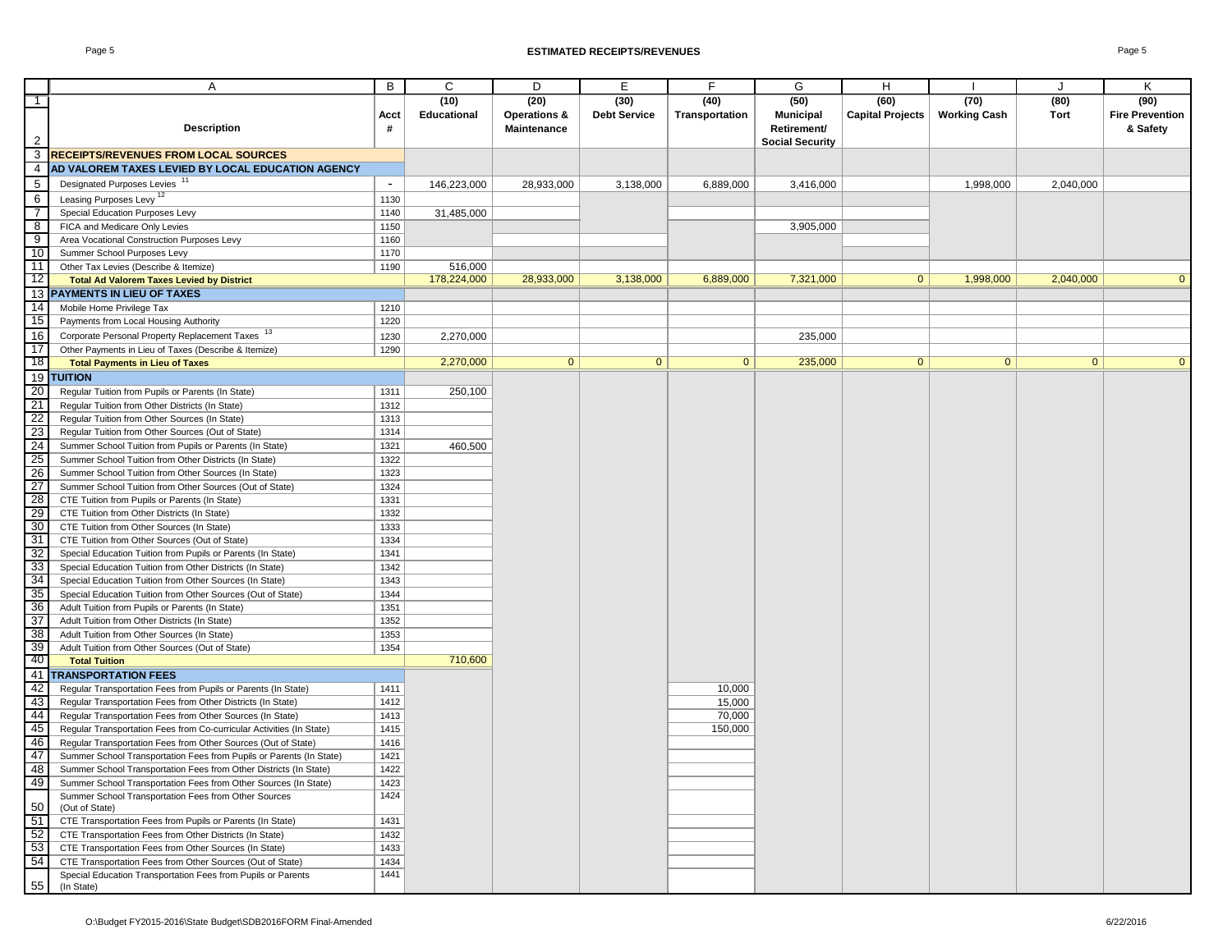## ESTIMATED RECEIPTS/REVENUES

| | A | B | C | D | E | F | G | H | I | J | K |
|---|---|---|---|---|---|---|---|---|---|---|---|
| 1-2 | Description | Acct # | (10) Educational | (20) Operations & Maintenance | (30) Debt Service | (40) Transportation | (50) Municipal Retirement/ Social Security | (60) Capital Projects | (70) Working Cash | (80) Tort | (90) Fire Prevention & Safety |
| 3 | **RECEIPTS/REVENUES FROM LOCAL SOURCES** | | | | | | | | | | |
| 4 | **AD VALOREM TAXES LEVIED BY LOCAL EDUCATION AGENCY** | | | | | | | | | | |
| 5 | Designated Purposes Levies [11] | - | 146,223,000 | 28,933,000 | 3,138,000 | 6,889,000 | 3,416,000 | | 1,998,000 | 2,040,000 | |
| 6 | Leasing Purposes Levy [12] | 1130 | | | | | | | | | |
| 7 | Special Education Purposes Levy | 1140 | 31,485,000 | | | | | | | | |
| 8 | FICA and Medicare Only Levies | 1150 | | | | | 3,905,000 | | | | |
| 9 | Area Vocational Construction Purposes Levy | 1160 | | | | | | | | | |
| 10 | Summer School Purposes Levy | 1170 | | | | | | | | | |
| 11 | Other Tax Levies (Describe & Itemize) | 1190 | 516,000 | | | | | | | | |
| 12 | **Total Ad Valorem Taxes Levied by District** | | 178,224,000 | 28,933,000 | 3,138,000 | 6,889,000 | 7,321,000 | 0 | 1,998,000 | 2,040,000 | 0 |
| 13 | **PAYMENTS IN LIEU OF TAXES** | | | | | | | | | | |
| 14 | Mobile Home Privilege Tax | 1210 | | | | | | | | | |
| 15 | Payments from Local Housing Authority | 1220 | | | | | | | | | |
| 16 | Corporate Personal Property Replacement Taxes [13] | 1230 | 2,270,000 | | | | 235,000 | | | | |
| 17 | Other Payments in Lieu of Taxes (Describe & Itemize) | 1290 | | | | | | | | | |
| 18 | **Total Payments in Lieu of Taxes** | | 2,270,000 | 0 | 0 | 0 | 235,000 | 0 | 0 | 0 | 0 |
| 19 | **TUITION** | | | | | | | | | | |
| 20 | Regular Tuition from Pupils or Parents (In State) | 1311 | 250,100 | | | | | | | | |
| 21 | Regular Tuition from Other Districts (In State) | 1312 | | | | | | | | | |
| 22 | Regular Tuition from Other Sources (In State) | 1313 | | | | | | | | | |
| 23 | Regular Tuition from Other Sources (Out of State) | 1314 | | | | | | | | | |
| 24 | Summer School Tuition from Pupils or Parents (In State) | 1321 | 460,500 | | | | | | | | |
| 25 | Summer School Tuition from Other Districts (In State) | 1322 | | | | | | | | | |
| 26 | Summer School Tuition from Other Sources (In State) | 1323 | | | | | | | | | |
| 27 | Summer School Tuition from Other Sources (Out of State) | 1324 | | | | | | | | | |
| 28 | CTE Tuition from Pupils or Parents (In State) | 1331 | | | | | | | | | |
| 29 | CTE Tuition from Other Districts (In State) | 1332 | | | | | | | | | |
| 30 | CTE Tuition from Other Sources (In State) | 1333 | | | | | | | | | |
| 31 | CTE Tuition from Other Sources (Out of State) | 1334 | | | | | | | | | |
| 32 | Special Education Tuition from Pupils or Parents (In State) | 1341 | | | | | | | | | |
| 33 | Special Education Tuition from Other Districts (In State) | 1342 | | | | | | | | | |
| 34 | Special Education Tuition from Other Sources (In State) | 1343 | | | | | | | | | |
| 35 | Special Education Tuition from Other Sources (Out of State) | 1344 | | | | | | | | | |
| 36 | Adult Tuition from Pupils or Parents (In State) | 1351 | | | | | | | | | |
| 37 | Adult Tuition from Other Districts (In State) | 1352 | | | | | | | | | |
| 38 | Adult Tuition from Other Sources (In State) | 1353 | | | | | | | | | |
| 39 | Adult Tuition from Other Sources (Out of State) | 1354 | | | | | | | | | |
| 40 | **Total Tuition** | | 710,600 | | | | | | | | |
| 41 | **TRANSPORTATION FEES** | | | | | | | | | | |
| 42 | Regular Transportation Fees from Pupils or Parents (In State) | 1411 | | | | 10,000 | | | | | |
| 43 | Regular Transportation Fees from Other Districts (In State) | 1412 | | | | 15,000 | | | | | |
| 44 | Regular Transportation Fees from Other Sources (In State) | 1413 | | | | 70,000 | | | | | |
| 45 | Regular Transportation Fees from Co-curricular Activities (In State) | 1415 | | | | 150,000 | | | | | |
| 46 | Regular Transportation Fees from Other Sources (Out of State) | 1416 | | | | | | | | | |
| 47 | Summer School Transportation Fees from Pupils or Parents (In State) | 1421 | | | | | | | | | |
| 48 | Summer School Transportation Fees from Other Districts (In State) | 1422 | | | | | | | | | |
| 49 | Summer School Transportation Fees from Other Sources (In State) | 1423 | | | | | | | | | |
| 50 | Summer School Transportation Fees from Other Sources (Out of State) | 1424 | | | | | | | | | |
| 51 | CTE Transportation Fees from Pupils or Parents (In State) | 1431 | | | | | | | | | |
| 52 | CTE Transportation Fees from Other Districts (In State) | 1432 | | | | | | | | | |
| 53 | CTE Transportation Fees from Other Sources (In State) | 1433 | | | | | | | | | |
| 54 | CTE Transportation Fees from Other Sources (Out of State) | 1434 | | | | | | | | | |
| 55 | Special Education Transportation Fees from Pupils or Parents (In State) | 1441 | | | | | | | | | |

O:\Budget FY2015-2016\State Budget\SDB2016FORM Final-Amended 6/22/2016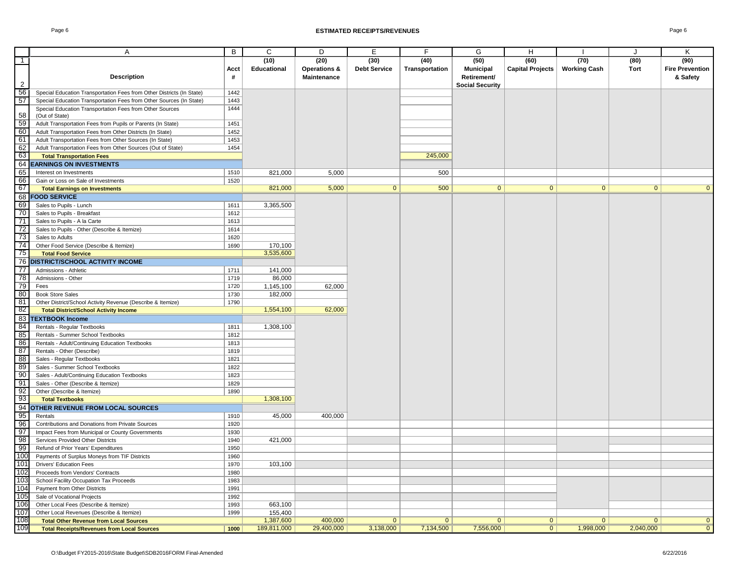## ESTIMATED RECEIPTS/REVENUES

| | A | B | C | D | E | F | G | H | I | J | K |
|---|---|---|---|---|---|---|---|---|---|---|---|
| 1 | Description | Acct # | (10) Educational | (20) Operations & Maintenance | (30) Debt Service | (40) Transportation | (50) Municipal Retirement/ Social Security | (60) Capital Projects | (70) Working Cash | (80) Tort | (90) Fire Prevention & Safety |
| 56 | Special Education Transportation Fees from Other Districts (In State) | 1442 | | | | | | | | | |
| 57 | Special Education Transportation Fees from Other Sources (In State) | 1443 | | | | | | | | | |
| 58 | Special Education Transportation Fees from Other Sources (Out of State) | 1444 | | | | | | | | | |
| 59 | Adult Transportation Fees from Pupils or Parents (In State) | 1451 | | | | | | | | | |
| 60 | Adult Transportation Fees from Other Districts (In State) | 1452 | | | | | | | | | |
| 61 | Adult Transportation Fees from Other Sources (In State) | 1453 | | | | | | | | | |
| 62 | Adult Transportation Fees from Other Sources (Out of State) | 1454 | | | | | | | | | |
| 63 | **Total Transportation Fees** | | | | | 245,000 | | | | | |
| 64 | **EARNINGS ON INVESTMENTS** | | | | | | | | | | |
| 65 | Interest on Investments | 1510 | 821,000 | 5,000 | | 500 | | | | | |
| 66 | Gain or Loss on Sale of Investments | 1520 | | | | | | | | | |
| 67 | **Total Earnings on Investments** | | 821,000 | 5,000 | 0 | 500 | 0 | 0 | 0 | 0 | 0 |
| 68 | **FOOD SERVICE** | | | | | | | | | | |
| 69 | Sales to Pupils - Lunch | 1611 | 3,365,500 | | | | | | | | |
| 70 | Sales to Pupils - Breakfast | 1612 | | | | | | | | | |
| 71 | Sales to Pupils - A la Carte | 1613 | | | | | | | | | |
| 72 | Sales to Pupils - Other (Describe & Itemize) | 1614 | | | | | | | | | |
| 73 | Sales to Adults | 1620 | | | | | | | | | |
| 74 | Other Food Service (Describe & Itemize) | 1690 | 170,100 | | | | | | | | |
| 75 | **Total Food Service** | | 3,535,600 | | | | | | | | |
| 76 | **DISTRICT/SCHOOL ACTIVITY INCOME** | | | | | | | | | | |
| 77 | Admissions - Athletic | 1711 | 141,000 | | | | | | | | |
| 78 | Admissions - Other | 1719 | 86,000 | | | | | | | | |
| 79 | Fees | 1720 | 1,145,100 | 62,000 | | | | | | | |
| 80 | Book Store Sales | 1730 | 182,000 | | | | | | | | |
| 81 | Other District/School Activity Revenue (Describe & Itemize) | 1790 | | | | | | | | | |
| 82 | **Total District/School Activity Income** | | 1,554,100 | 62,000 | | | | | | | |
| 83 | **TEXTBOOK Income** | | | | | | | | | | |
| 84 | Rentals - Regular Textbooks | 1811 | 1,308,100 | | | | | | | | |
| 85 | Rentals - Summer School Textbooks | 1812 | | | | | | | | | |
| 86 | Rentals - Adult/Continuing Education Textbooks | 1813 | | | | | | | | | |
| 87 | Rentals - Other (Describe) | 1819 | | | | | | | | | |
| 88 | Sales - Regular Textbooks | 1821 | | | | | | | | | |
| 89 | Sales - Summer School Textbooks | 1822 | | | | | | | | | |
| 90 | Sales - Adult/Continuing Education Textbooks | 1823 | | | | | | | | | |
| 91 | Sales - Other (Describe & Itemize) | 1829 | | | | | | | | | |
| 92 | Other (Describe & Itemize) | 1890 | | | | | | | | | |
| 93 | **Total Textbooks** | | 1,308,100 | | | | | | | | |
| 94 | **OTHER REVENUE FROM LOCAL SOURCES** | | | | | | | | | | |
| 95 | Rentals | 1910 | 45,000 | 400,000 | | | | | | | |
| 96 | Contributions and Donations from Private Sources | 1920 | | | | | | | | | |
| 97 | Impact Fees from Municipal or County Governments | 1930 | | | | | | | | | |
| 98 | Services Provided Other Districts | 1940 | 421,000 | | | | | | | | |
| 99 | Refund of Prior Years' Expenditures | 1950 | | | | | | | | | |
| 100 | Payments of Surplus Moneys from TIF Districts | 1960 | | | | | | | | | |
| 101 | Drivers' Education Fees | 1970 | 103,100 | | | | | | | | |
| 102 | Proceeds from Vendors' Contracts | 1980 | | | | | | | | | |
| 103 | School Facility Occupation Tax Proceeds | 1983 | | | | | | | | | |
| 104 | Payment from Other Districts | 1991 | | | | | | | | | |
| 105 | Sale of Vocational Projects | 1992 | | | | | | | | | |
| 106 | Other Local Fees (Describe & Itemize) | 1993 | 663,100 | | | | | | | | |
| 107 | Other Local Revenues (Describe & Itemize) | 1999 | 155,400 | | | | | | | | |
| 108 | **Total Other Revenue from Local Sources** | | 1,387,600 | 400,000 | 0 | 0 | 0 | 0 | 0 | 0 | 0 |
| 109 | **Total Receipts/Revenues from Local Sources** | 1000 | 189,811,000 | 29,400,000 | 3,138,000 | 7,134,500 | 7,556,000 | 0 | 1,998,000 | 2,040,000 | 0 |

O:\Budget FY2015-2016\State Budget\SDB2016FORM Final-Amended 6/22/2016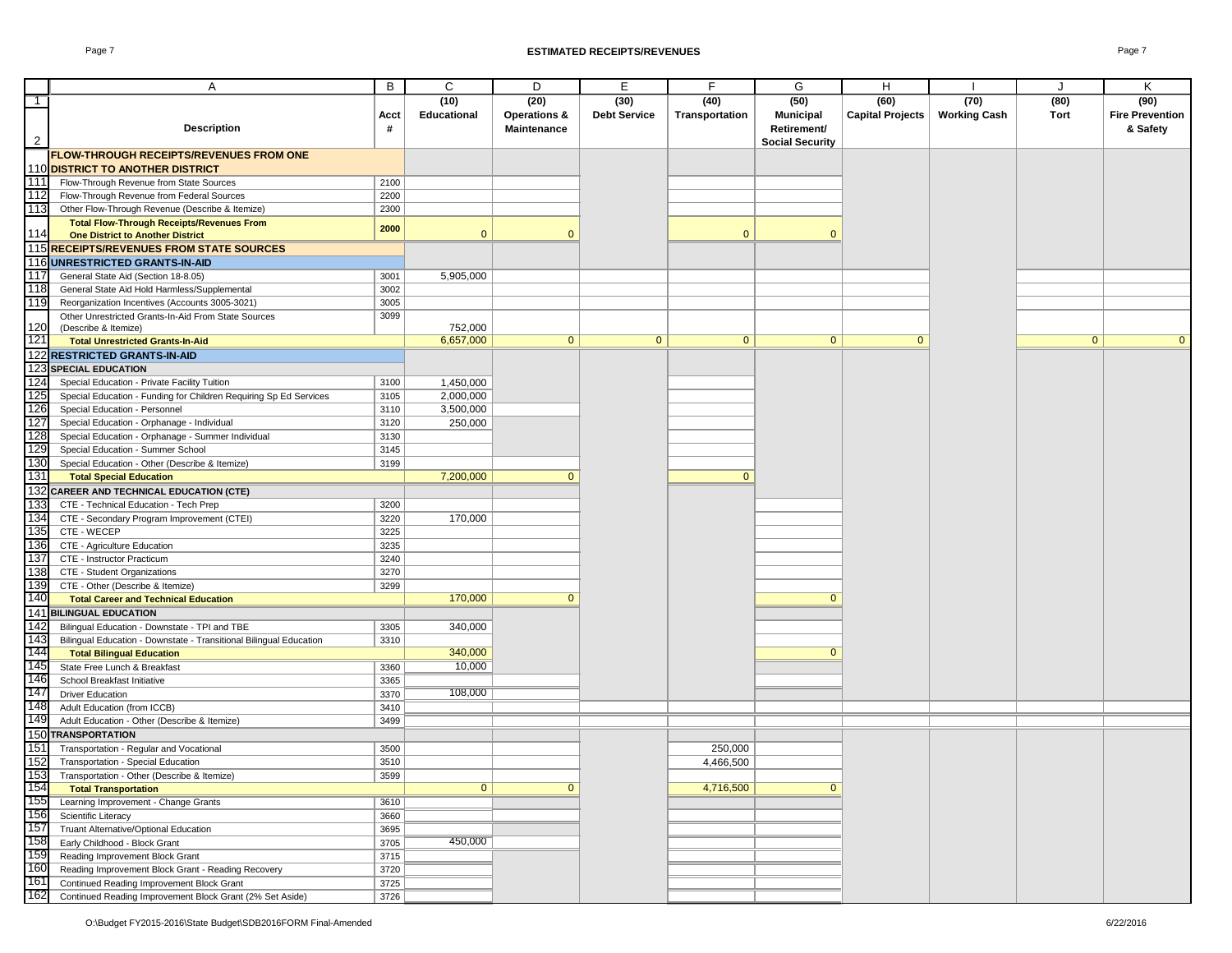# ESTIMATED RECEIPTS/REVENUES

| | A | B | C | D | E | F | G | H | I | J | K |
|---|---|---|---|---|---|---|---|---|---|---|---|
| 1 | | | (10) | (20) | (30) | (40) | (50) | (60) | (70) | (80) | (90) |
| 2 | Description | Acct # | Educational | Operations & Maintenance | Debt Service | Transportation | Municipal Retirement/ Social Security | Capital Projects | Working Cash | Tort | Fire Prevention & Safety |
| 110 | **FLOW-THROUGH RECEIPTS/REVENUES FROM ONE DISTRICT TO ANOTHER DISTRICT** | | | | | | | | | | |
| 111 | Flow-Through Revenue from State Sources | 2100 | | | | | | | | | |
| 112 | Flow-Through Revenue from Federal Sources | 2200 | | | | | | | | | |
| 113 | Other Flow-Through Revenue (Describe & Itemize) | 2300 | | | | | | | | | |
| 114 | **Total Flow-Through Receipts/Revenues From One District to Another District** | 2000 | 0 | 0 | | 0 | 0 | | | | |
| 115 | **RECEIPTS/REVENUES FROM STATE SOURCES** | | | | | | | | | | |
| 116 | **UNRESTRICTED GRANTS-IN-AID** | | | | | | | | | | |
| 117 | General State Aid (Section 18-8.05) | 3001 | 5,905,000 | | | | | | | | |
| 118 | General State Aid Hold Harmless/Supplemental | 3002 | | | | | | | | | |
| 119 | Reorganization Incentives (Accounts 3005-3021) | 3005 | | | | | | | | | |
| 120 | Other Unrestricted Grants-In-Aid From State Sources (Describe & Itemize) | 3099 | 752,000 | | | | | | | | |
| 121 | **Total Unrestricted Grants-In-Aid** | | 6,657,000 | 0 | 0 | 0 | 0 | 0 | | 0 | 0 |
| 122 | **RESTRICTED GRANTS-IN-AID** | | | | | | | | | | |
| 123 | **SPECIAL EDUCATION** | | | | | | | | | | |
| 124 | Special Education - Private Facility Tuition | 3100 | 1,450,000 | | | | | | | | |
| 125 | Special Education - Funding for Children Requiring Sp Ed Services | 3105 | 2,000,000 | | | | | | | | |
| 126 | Special Education - Personnel | 3110 | 3,500,000 | | | | | | | | |
| 127 | Special Education - Orphanage - Individual | 3120 | 250,000 | | | | | | | | |
| 128 | Special Education - Orphanage - Summer Individual | 3130 | | | | | | | | | |
| 129 | Special Education - Summer School | 3145 | | | | | | | | | |
| 130 | Special Education - Other (Describe & Itemize) | 3199 | | | | | | | | | |
| 131 | **Total Special Education** | | 7,200,000 | 0 | | 0 | | | | | |
| 132 | **CAREER AND TECHNICAL EDUCATION (CTE)** | | | | | | | | | | |
| 133 | CTE - Technical Education - Tech Prep | 3200 | | | | | | | | | |
| 134 | CTE - Secondary Program Improvement (CTEI) | 3220 | 170,000 | | | | | | | | |
| 135 | CTE - WECEP | 3225 | | | | | | | | | |
| 136 | CTE - Agriculture Education | 3235 | | | | | | | | | |
| 137 | CTE - Instructor Practicum | 3240 | | | | | | | | | |
| 138 | CTE - Student Organizations | 3270 | | | | | | | | | |
| 139 | CTE - Other (Describe & Itemize) | 3299 | | | | | | | | | |
| 140 | **Total Career and Technical Education** | | 170,000 | 0 | | | 0 | | | | |
| 141 | **BILINGUAL EDUCATION** | | | | | | | | | | |
| 142 | Bilingual Education - Downstate - TPI and TBE | 3305 | 340,000 | | | | | | | | |
| 143 | Bilingual Education - Downstate - Transitional Bilingual Education | 3310 | | | | | | | | | |
| 144 | **Total Bilingual Education** | | 340,000 | | | | 0 | | | | |
| 145 | State Free Lunch & Breakfast | 3360 | 10,000 | | | | | | | | |
| 146 | School Breakfast Initiative | 3365 | | | | | | | | | |
| 147 | Driver Education | 3370 | 108,000 | | | | | | | | |
| 148 | Adult Education (from ICCB) | 3410 | | | | | | | | | |
| 149 | Adult Education - Other (Describe & Itemize) | 3499 | | | | | | | | | |
| 150 | **TRANSPORTATION** | | | | | | | | | | |
| 151 | Transportation - Regular and Vocational | 3500 | | | | 250,000 | | | | | |
| 152 | Transportation - Special Education | 3510 | | | | 4,466,500 | | | | | |
| 153 | Transportation - Other (Describe & Itemize) | 3599 | | | | | | | | | |
| 154 | **Total Transportation** | | 0 | 0 | | 4,716,500 | 0 | | | | |
| 155 | Learning Improvement - Change Grants | 3610 | | | | | | | | | |
| 156 | Scientific Literacy | 3660 | | | | | | | | | |
| 157 | Truant Alternative/Optional Education | 3695 | | | | | | | | | |
| 158 | Early Childhood - Block Grant | 3705 | 450,000 | | | | | | | | |
| 159 | Reading Improvement Block Grant | 3715 | | | | | | | | | |
| 160 | Reading Improvement Block Grant - Reading Recovery | 3720 | | | | | | | | | |
| 161 | Continued Reading Improvement Block Grant | 3725 | | | | | | | | | |
| 162 | Continued Reading Improvement Block Grant (2% Set Aside) | 3726 | | | | | | | | | |

O:\Budget FY2015-2016\State Budget\SDB2016FORM Final-Amended 6/22/2016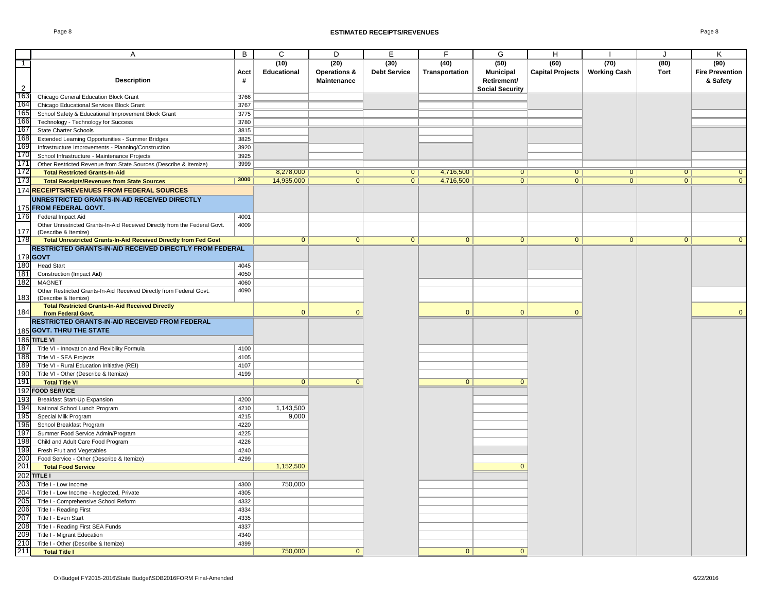## ESTIMATED RECEIPTS/REVENUES

| | A | B | C | D | E | F | G | H | I | J | K |
|---|---|---|---|---|---|---|---|---|---|---|---|
| 1 | | | (10) | (20) | (30) | (40) | (50) | (60) | (70) | (80) | (90) |
| 2 | Description | Acct # | Educational | Operations & Maintenance | Debt Service | Transportation | Municipal Retirement/ Social Security | Capital Projects | Working Cash | Tort | Fire Prevention & Safety |
| 163 | Chicago General Education Block Grant | 3766 | | | | | | | | | |
| 164 | Chicago Educational Services Block Grant | 3767 | | | | | | | | | |
| 165 | School Safety & Educational Improvement Block Grant | 3775 | | | | | | | | | |
| 166 | Technology - Technology for Success | 3780 | | | | | | | | | |
| 167 | State Charter Schools | 3815 | | | | | | | | | |
| 168 | Extended Learning Opportunities - Summer Bridges | 3825 | | | | | | | | | |
| 169 | Infrastructure Improvements - Planning/Construction | 3920 | | | | | | | | | |
| 170 | School Infrastructure - Maintenance Projects | 3925 | | | | | | | | | |
| 171 | Other Restricted Revenue from State Sources (Describe & Itemize) | 3999 | | | | | | | | | |
| 172 | **Total Restricted Grants-In-Aid** | | 8,278,000 | 0 | 0 | 4,716,500 | 0 | 0 | 0 | 0 | 0 |
| 173 | **Total Receipts/Revenues from State Sources** | 3000 | 14,935,000 | 0 | 0 | 4,716,500 | 0 | 0 | 0 | 0 | 0 |
| 174 | **RECEIPTS/REVENUES FROM FEDERAL SOURCES** | | | | | | | | | | |
| 175 | **UNRESTRICTED GRANTS-IN-AID RECEIVED DIRECTLY FROM FEDERAL GOVT.** | | | | | | | | | | |
| 176 | Federal Impact Aid | 4001 | | | | | | | | | |
| 177 | Other Unrestricted Grants-In-Aid Received Directly from the Federal Govt. (Describe & Itemize) | 4009 | | | | | | | | | |
| 178 | **Total Unrestricted Grants-In-Aid Received Directly from Fed Govt** | | 0 | 0 | 0 | 0 | 0 | 0 | 0 | 0 | 0 |
| 179 | **RESTRICTED GRANTS-IN-AID RECEIVED DIRECTLY FROM FEDERAL GOVT** | | | | | | | | | | |
| 180 | Head Start | 4045 | | | | | | | | | |
| 181 | Construction (Impact Aid) | 4050 | | | | | | | | | |
| 182 | MAGNET | 4060 | | | | | | | | | |
| 183 | Other Restricted Grants-In-Aid Received Directly from Federal Govt. (Describe & Itemize) | 4090 | | | | | | | | | |
| 184 | **Total Restricted Grants-In-Aid Received Directly from Federal Govt.** | | 0 | 0 | | 0 | 0 | 0 | | | 0 |
| 185 | **RESTRICTED GRANTS-IN-AID RECEIVED FROM FEDERAL GOVT. THRU THE STATE** | | | | | | | | | | |
| 186 | **TITLE VI** | | | | | | | | | | |
| 187 | Title VI - Innovation and Flexibility Formula | 4100 | | | | | | | | | |
| 188 | Title VI - SEA Projects | 4105 | | | | | | | | | |
| 189 | Title VI - Rural Education Initiative (REI) | 4107 | | | | | | | | | |
| 190 | Title VI - Other (Describe & Itemize) | 4199 | | | | | | | | | |
| 191 | **Total Title VI** | | 0 | 0 | | 0 | 0 | | | | |
| 192 | **FOOD SERVICE** | | | | | | | | | | |
| 193 | Breakfast Start-Up Expansion | 4200 | | | | | | | | | |
| 194 | National School Lunch Program | 4210 | 1,143,500 | | | | | | | | |
| 195 | Special Milk Program | 4215 | 9,000 | | | | | | | | |
| 196 | School Breakfast Program | 4220 | | | | | | | | | |
| 197 | Summer Food Service Admin/Program | 4225 | | | | | | | | | |
| 198 | Child and Adult Care Food Program | 4226 | | | | | | | | | |
| 199 | Fresh Fruit and Vegetables | 4240 | | | | | | | | | |
| 200 | Food Service - Other (Describe & Itemize) | 4299 | | | | | | | | | |
| 201 | **Total Food Service** | | 1,152,500 | | | | 0 | | | | |
| 202 | **TITLE I** | | | | | | | | | | |
| 203 | Title I - Low Income | 4300 | 750,000 | | | | | | | | |
| 204 | Title I - Low Income - Neglected, Private | 4305 | | | | | | | | | |
| 205 | Title I - Comprehensive School Reform | 4332 | | | | | | | | | |
| 206 | Title I - Reading First | 4334 | | | | | | | | | |
| 207 | Title I - Even Start | 4335 | | | | | | | | | |
| 208 | Title I - Reading First SEA Funds | 4337 | | | | | | | | | |
| 209 | Title I - Migrant Education | 4340 | | | | | | | | | |
| 210 | Title I - Other (Describe & Itemize) | 4399 | | | | | | | | | |
| 211 | **Total Title I** | | 750,000 | 0 | | 0 | 0 | | | | |

O:\Budget FY2015-2016\State Budget\SDB2016FORM Final-Amended 6/22/2016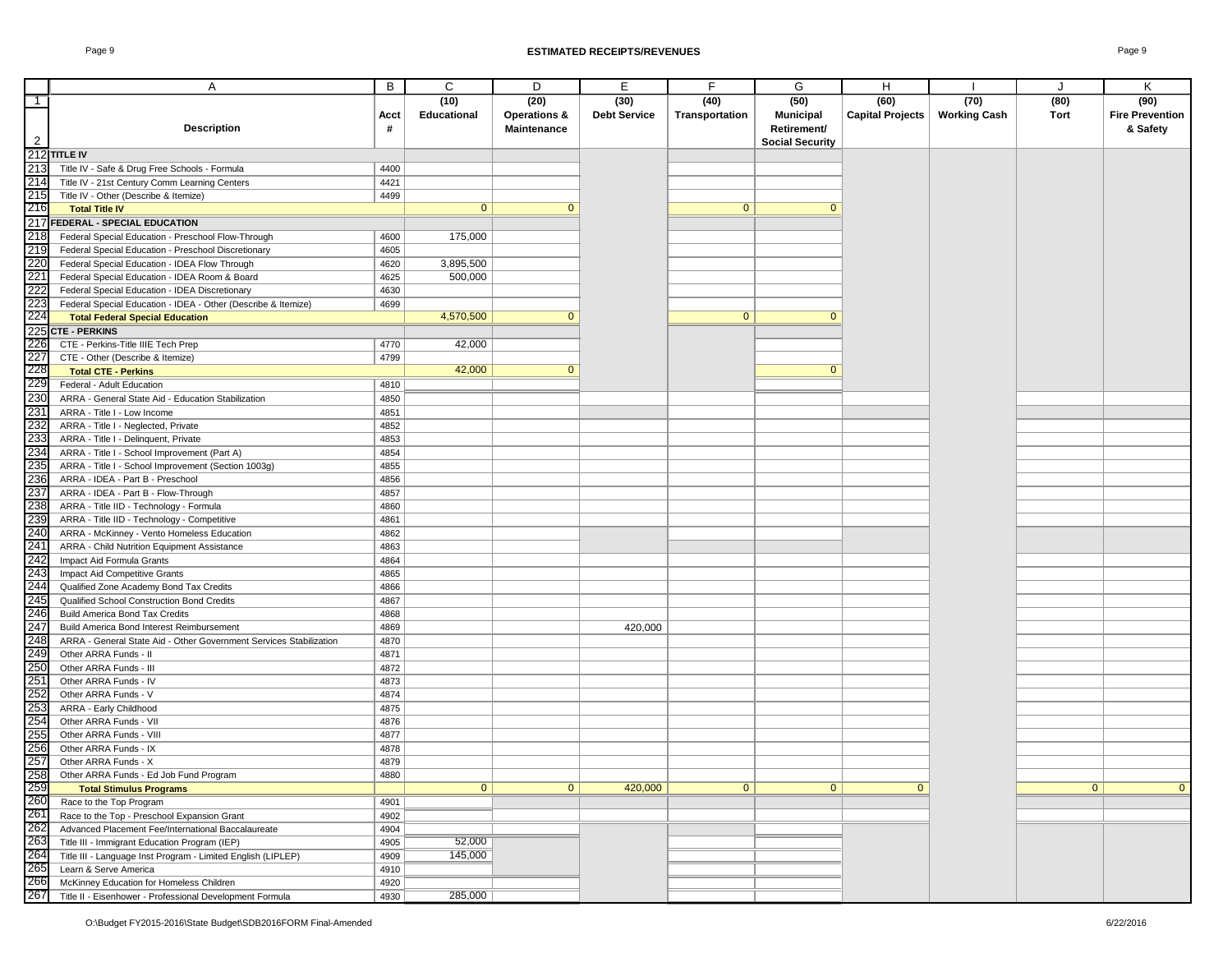## ESTIMATED RECEIPTS/REVENUES

| | A | B | C | D | E | F | G | H | I | J | K |
|---|---|---|---|---|---|---|---|---|---|---|---|
| 1 | | | (10) | (20) | (30) | (40) | (50) | (60) | (70) | (80) | (90) |
| 2 | Description | Acct # | Educational | Operations & Maintenance | Debt Service | Transportation | Municipal Retirement/ Social Security | Capital Projects | Working Cash | Tort | Fire Prevention & Safety |
| 212 | **TITLE IV** | | | | | | | | | | |
| 213 | Title IV - Safe & Drug Free Schools - Formula | 4400 | | | | | | | | | |
| 214 | Title IV - 21st Century Comm Learning Centers | 4421 | | | | | | | | | |
| 215 | Title IV - Other (Describe & Itemize) | 4499 | | | | | | | | | |
| 216 | **Total Title IV** | | 0 | 0 | | 0 | 0 | | | | |
| 217 | **FEDERAL - SPECIAL EDUCATION** | | | | | | | | | | |
| 218 | Federal Special Education - Preschool Flow-Through | 4600 | 175,000 | | | | | | | | |
| 219 | Federal Special Education - Preschool Discretionary | 4605 | | | | | | | | | |
| 220 | Federal Special Education - IDEA Flow Through | 4620 | 3,895,500 | | | | | | | | |
| 221 | Federal Special Education - IDEA Room & Board | 4625 | 500,000 | | | | | | | | |
| 222 | Federal Special Education - IDEA Discretionary | 4630 | | | | | | | | | |
| 223 | Federal Special Education - IDEA - Other (Describe & Itemize) | 4699 | | | | | | | | | |
| 224 | **Total Federal Special Education** | | 4,570,500 | 0 | | 0 | 0 | | | | |
| 225 | **CTE - PERKINS** | | | | | | | | | | |
| 226 | CTE - Perkins-Title IIIE Tech Prep | 4770 | 42,000 | | | | | | | | |
| 227 | CTE - Other (Describe & Itemize) | 4799 | | | | | | | | | |
| 228 | **Total CTE - Perkins** | | 42,000 | 0 | | | 0 | | | | |
| 229 | Federal - Adult Education | 4810 | | | | | | | | | |
| 230 | ARRA - General State Aid - Education Stabilization | 4850 | | | | | | | | | |
| 231 | ARRA - Title I - Low Income | 4851 | | | | | | | | | |
| 232 | ARRA - Title I - Neglected, Private | 4852 | | | | | | | | | |
| 233 | ARRA - Title I - Delinquent, Private | 4853 | | | | | | | | | |
| 234 | ARRA - Title I - School Improvement (Part A) | 4854 | | | | | | | | | |
| 235 | ARRA - Title I - School Improvement (Section 1003g) | 4855 | | | | | | | | | |
| 236 | ARRA - IDEA - Part B - Preschool | 4856 | | | | | | | | | |
| 237 | ARRA - IDEA - Part B - Flow-Through | 4857 | | | | | | | | | |
| 238 | ARRA - Title IID - Technology - Formula | 4860 | | | | | | | | | |
| 239 | ARRA - Title IID - Technology - Competitive | 4861 | | | | | | | | | |
| 240 | ARRA - McKinney - Vento Homeless Education | 4862 | | | | | | | | | |
| 241 | ARRA - Child Nutrition Equipment Assistance | 4863 | | | | | | | | | |
| 242 | Impact Aid Formula Grants | 4864 | | | | | | | | | |
| 243 | Impact Aid Competitive Grants | 4865 | | | | | | | | | |
| 244 | Qualified Zone Academy Bond Tax Credits | 4866 | | | | | | | | | |
| 245 | Qualified School Construction Bond Credits | 4867 | | | | | | | | | |
| 246 | Build America Bond Tax Credits | 4868 | | | | | | | | | |
| 247 | Build America Bond Interest Reimbursement | 4869 | | | 420,000 | | | | | | |
| 248 | ARRA - General State Aid - Other Government Services Stabilization | 4870 | | | | | | | | | |
| 249 | Other ARRA Funds - II | 4871 | | | | | | | | | |
| 250 | Other ARRA Funds - III | 4872 | | | | | | | | | |
| 251 | Other ARRA Funds - IV | 4873 | | | | | | | | | |
| 252 | Other ARRA Funds - V | 4874 | | | | | | | | | |
| 253 | ARRA - Early Childhood | 4875 | | | | | | | | | |
| 254 | Other ARRA Funds - VII | 4876 | | | | | | | | | |
| 255 | Other ARRA Funds - VIII | 4877 | | | | | | | | | |
| 256 | Other ARRA Funds - IX | 4878 | | | | | | | | | |
| 257 | Other ARRA Funds - X | 4879 | | | | | | | | | |
| 258 | Other ARRA Funds - Ed Job Fund Program | 4880 | | | | | | | | | |
| 259 | **Total Stimulus Programs** | | 0 | 0 | 420,000 | 0 | 0 | 0 | | 0 | 0 |
| 260 | Race to the Top Program | 4901 | | | | | | | | | |
| 261 | Race to the Top - Preschool Expansion Grant | 4902 | | | | | | | | | |
| 262 | Advanced Placement Fee/International Baccalaureate | 4904 | | | | | | | | | |
| 263 | Title III - Immigrant Education Program (IEP) | 4905 | 52,000 | | | | | | | | |
| 264 | Title III - Language Inst Program - Limited English (LIPLEP) | 4909 | 145,000 | | | | | | | | |
| 265 | Learn & Serve America | 4910 | | | | | | | | | |
| 266 | McKinney Education for Homeless Children | 4920 | | | | | | | | | |
| 267 | Title II - Eisenhower - Professional Development Formula | 4930 | 285,000 | | | | | | | | |

O:\Budget FY2015-2016\State Budget\SDB2016FORM Final-Amended 6/22/2016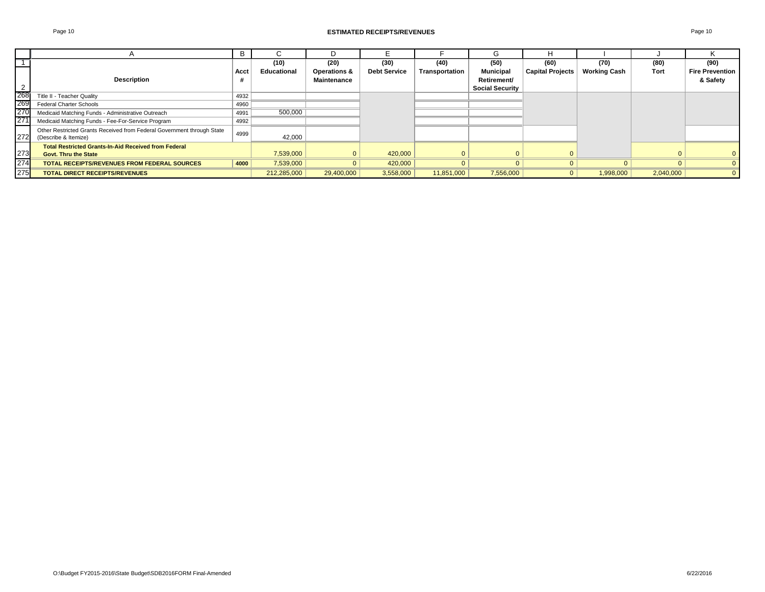## ESTIMATED RECEIPTS/REVENUES

| | A | B | C | D | E | F | G | H | I | J | K |
|---|---|---|---|---|---|---|---|---|---|---|---|
| 1 | Description | Acct # | (10) Educational | (20) Operations & Maintenance | (30) Debt Service | (40) Transportation | (50) Municipal Retirement/ Social Security | (60) Capital Projects | (70) Working Cash | (80) Tort | (90) Fire Prevention & Safety |
| 268 | Title II - Teacher Quality | 4932 | | | | | | | | | |
| 269 | Federal Charter Schools | 4960 | | | | | | | | | |
| 270 | Medicaid Matching Funds - Administrative Outreach | 4991 | 500,000 | | | | | | | | |
| 271 | Medicaid Matching Funds - Fee-For-Service Program | 4992 | | | | | | | | | |
| 272 | Other Restricted Grants Received from Federal Government through State (Describe & Itemize) | 4999 | 42,000 | | | | | | | | |
| 273 | **Total Restricted Grants-In-Aid Received from Federal Govt. Thru the State** | | 7,539,000 | 0 | 420,000 | 0 | 0 | 0 | | 0 | 0 |
| 274 | **TOTAL RECEIPTS/REVENUES FROM FEDERAL SOURCES** | **4000** | 7,539,000 | 0 | 420,000 | 0 | 0 | 0 | 0 | 0 | 0 |
| 275 | **TOTAL DIRECT RECEIPTS/REVENUES** | | 212,285,000 | 29,400,000 | 3,558,000 | 11,851,000 | 7,556,000 | 0 | 1,998,000 | 2,040,000 | 0 |

O:\Budget FY2015-2016\State Budget\SDB2016FORM Final-Amended 6/22/2016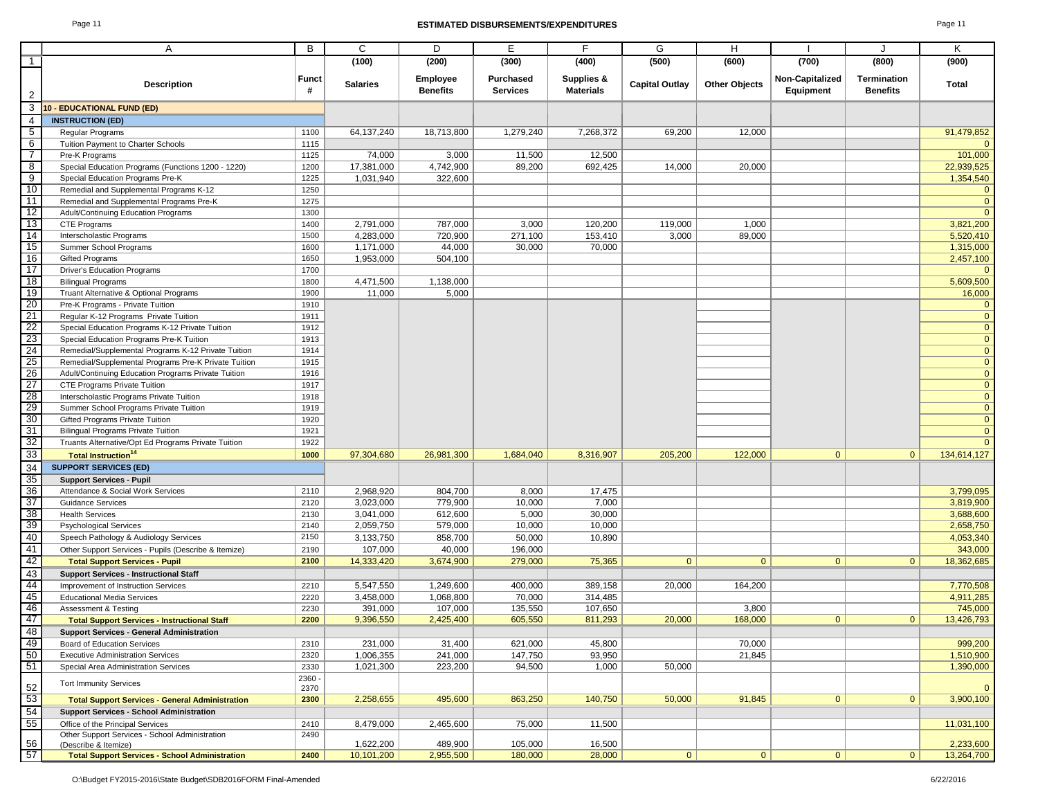# ESTIMATED DISBURSEMENTS/EXPENDITURES

| | A | B | C | D | E | F | G | H | I | J | K |
|---|---|---|---|---|---|---|---|---|---|---|---|
| 1 | | | (100) | (200) | (300) | (400) | (500) | (600) | (700) | (800) | (900) |
| 2 | Description | Funct # | Salaries | Employee Benefits | Purchased Services | Supplies & Materials | Capital Outlay | Other Objects | Non-Capitalized Equipment | Termination Benefits | Total |
| 3 | **10 - EDUCATIONAL FUND (ED)** | | | | | | | | | | |
| 4 | **INSTRUCTION (ED)** | | | | | | | | | | |
| 5 | Regular Programs | 1100 | 64,137,240 | 18,713,800 | 1,279,240 | 7,268,372 | 69,200 | 12,000 | | | 91,479,852 |
| 6 | Tuition Payment to Charter Schools | 1115 | | | | | | | | | 0 |
| 7 | Pre-K Programs | 1125 | 74,000 | 3,000 | 11,500 | 12,500 | | | | | 101,000 |
| 8 | Special Education Programs (Functions 1200 - 1220) | 1200 | 17,381,000 | 4,742,900 | 89,200 | 692,425 | 14,000 | 20,000 | | | 22,939,525 |
| 9 | Special Education Programs Pre-K | 1225 | 1,031,940 | 322,600 | | | | | | | 1,354,540 |
| 10 | Remedial and Supplemental Programs K-12 | 1250 | | | | | | | | | 0 |
| 11 | Remedial and Supplemental Programs Pre-K | 1275 | | | | | | | | | 0 |
| 12 | Adult/Continuing Education Programs | 1300 | | | | | | | | | 0 |
| 13 | CTE Programs | 1400 | 2,791,000 | 787,000 | 3,000 | 120,200 | 119,000 | 1,000 | | | 3,821,200 |
| 14 | Interscholastic Programs | 1500 | 4,283,000 | 720,900 | 271,100 | 153,410 | 3,000 | 89,000 | | | 5,520,410 |
| 15 | Summer School Programs | 1600 | 1,171,000 | 44,000 | 30,000 | 70,000 | | | | | 1,315,000 |
| 16 | Gifted Programs | 1650 | 1,953,000 | 504,100 | | | | | | | 2,457,100 |
| 17 | Driver's Education Programs | 1700 | | | | | | | | | 0 |
| 18 | Bilingual Programs | 1800 | 4,471,500 | 1,138,000 | | | | | | | 5,609,500 |
| 19 | Truant Alternative & Optional Programs | 1900 | 11,000 | 5,000 | | | | | | | 16,000 |
| 20 | Pre-K Programs - Private Tuition | 1910 | | | | | | | | | 0 |
| 21 | Regular K-12 Programs Private Tuition | 1911 | | | | | | | | | 0 |
| 22 | Special Education Programs K-12 Private Tuition | 1912 | | | | | | | | | 0 |
| 23 | Special Education Programs Pre-K Tuition | 1913 | | | | | | | | | 0 |
| 24 | Remedial/Supplemental Programs K-12 Private Tuition | 1914 | | | | | | | | | 0 |
| 25 | Remedial/Supplemental Programs Pre-K Private Tuition | 1915 | | | | | | | | | 0 |
| 26 | Adult/Continuing Education Programs Private Tuition | 1916 | | | | | | | | | 0 |
| 27 | CTE Programs Private Tuition | 1917 | | | | | | | | | 0 |
| 28 | Interscholastic Programs Private Tuition | 1918 | | | | | | | | | 0 |
| 29 | Summer School Programs Private Tuition | 1919 | | | | | | | | | 0 |
| 30 | Gifted Programs Private Tuition | 1920 | | | | | | | | | 0 |
| 31 | Bilingual Programs Private Tuition | 1921 | | | | | | | | | 0 |
| 32 | Truants Alternative/Opt Ed Programs Private Tuition | 1922 | | | | | | | | | 0 |
| 33 | **Total Instruction[14]** | **1000** | 97,304,680 | 26,981,300 | 1,684,040 | 8,316,907 | 205,200 | 122,000 | 0 | 0 | 134,614,127 |
| 34 | **SUPPORT SERVICES (ED)** | | | | | | | | | | |
| 35 | **Support Services - Pupil** | | | | | | | | | | |
| 36 | Attendance & Social Work Services | 2110 | 2,968,920 | 804,700 | 8,000 | 17,475 | | | | | 3,799,095 |
| 37 | Guidance Services | 2120 | 3,023,000 | 779,900 | 10,000 | 7,000 | | | | | 3,819,900 |
| 38 | Health Services | 2130 | 3,041,000 | 612,600 | 5,000 | 30,000 | | | | | 3,688,600 |
| 39 | Psychological Services | 2140 | 2,059,750 | 579,000 | 10,000 | 10,000 | | | | | 2,658,750 |
| 40 | Speech Pathology & Audiology Services | 2150 | 3,133,750 | 858,700 | 50,000 | 10,890 | | | | | 4,053,340 |
| 41 | Other Support Services - Pupils (Describe & Itemize) | 2190 | 107,000 | 40,000 | 196,000 | | | | | | 343,000 |
| 42 | **Total Support Services - Pupil** | **2100** | 14,333,420 | 3,674,900 | 279,000 | 75,365 | 0 | 0 | 0 | 0 | 18,362,685 |
| 43 | **Support Services - Instructional Staff** | | | | | | | | | | |
| 44 | Improvement of Instruction Services | 2210 | 5,547,550 | 1,249,600 | 400,000 | 389,158 | 20,000 | 164,200 | | | 7,770,508 |
| 45 | Educational Media Services | 2220 | 3,458,000 | 1,068,800 | 70,000 | 314,485 | | | | | 4,911,285 |
| 46 | Assessment & Testing | 2230 | 391,000 | 107,000 | 135,550 | 107,650 | | 3,800 | | | 745,000 |
| 47 | **Total Support Services - Instructional Staff** | **2200** | 9,396,550 | 2,425,400 | 605,550 | 811,293 | 20,000 | 168,000 | 0 | 0 | 13,426,793 |
| 48 | **Support Services - General Administration** | | | | | | | | | | |
| 49 | Board of Education Services | 2310 | 231,000 | 31,400 | 621,000 | 45,800 | | 70,000 | | | 999,200 |
| 50 | Executive Administration Services | 2320 | 1,006,355 | 241,000 | 147,750 | 93,950 | | 21,845 | | | 1,510,900 |
| 51 | Special Area Administration Services | 2330 | 1,021,300 | 223,200 | 94,500 | 1,000 | 50,000 | | | | 1,390,000 |
| 52 | Tort Immunity Services | 2360 - 2370 | | | | | | | | | 0 |
| 53 | **Total Support Services - General Administration** | **2300** | 2,258,655 | 495,600 | 863,250 | 140,750 | 50,000 | 91,845 | 0 | 0 | 3,900,100 |
| 54 | **Support Services - School Administration** | | | | | | | | | | |
| 55 | Office of the Principal Services | 2410 | 8,479,000 | 2,465,600 | 75,000 | 11,500 | | | | | 11,031,100 |
| 56 | Other Support Services - School Administration (Describe & Itemize) | 2490 | 1,622,200 | 489,900 | 105,000 | 16,500 | | | | | 2,233,600 |
| 57 | **Total Support Services - School Administration** | **2400** | 10,101,200 | 2,955,500 | 180,000 | 28,000 | 0 | 0 | 0 | 0 | 13,264,700 |

O:\Budget FY2015-2016\State Budget\SDB2016FORM Final-Amended 6/22/2016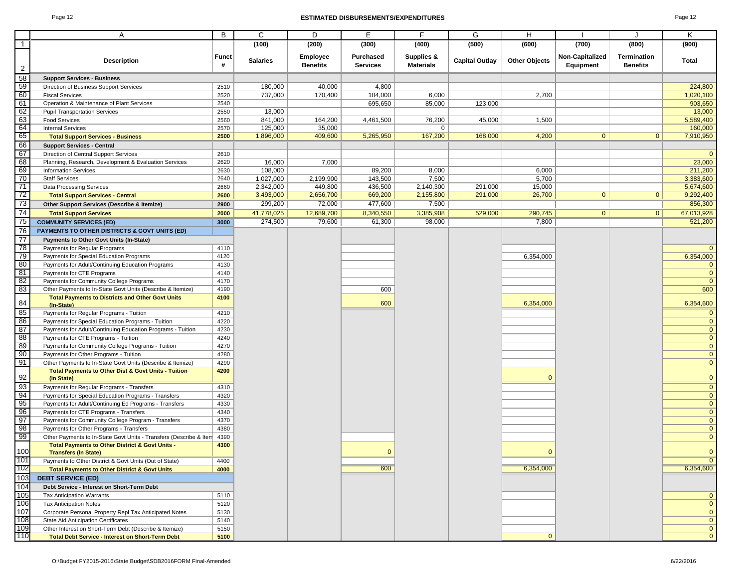# ESTIMATED DISBURSEMENTS/EXPENDITURES

| | A | B | C | D | E | F | G | H | I | J | K |
|---|---|---|---|---|---|---|---|---|---|---|---|
| 1 | | | (100) | (200) | (300) | (400) | (500) | (600) | (700) | (800) | (900) |
| 2 | Description | Funct # | Salaries | Employee Benefits | Purchased Services | Supplies & Materials | Capital Outlay | Other Objects | Non-Capitalized Equipment | Termination Benefits | Total |
| 58 | **Support Services - Business** | | | | | | | | | | |
| 59 | Direction of Business Support Services | 2510 | 180,000 | 40,000 | 4,800 | | | | | | 224,800 |
| 60 | Fiscal Services | 2520 | 737,000 | 170,400 | 104,000 | 6,000 | | 2,700 | | | 1,020,100 |
| 61 | Operation & Maintenance of Plant Services | 2540 | | | 695,650 | 85,000 | 123,000 | | | | 903,650 |
| 62 | Pupil Transportation Services | 2550 | 13,000 | | | | | | | | 13,000 |
| 63 | Food Services | 2560 | 841,000 | 164,200 | 4,461,500 | 76,200 | 45,000 | 1,500 | | | 5,589,400 |
| 64 | Internal Services | 2570 | 125,000 | 35,000 | | 0 | | | | | 160,000 |
| 65 | **Total Support Services - Business** | **2500** | 1,896,000 | 409,600 | 5,265,950 | 167,200 | 168,000 | 4,200 | 0 | 0 | 7,910,950 |
| 66 | **Support Services - Central** | | | | | | | | | | |
| 67 | Direction of Central Support Services | 2610 | | | | | | | | | 0 |
| 68 | Planning, Research, Development & Evaluation Services | 2620 | 16,000 | 7,000 | | | | | | | 23,000 |
| 69 | Information Services | 2630 | 108,000 | | 89,200 | 8,000 | | 6,000 | | | 211,200 |
| 70 | Staff Services | 2640 | 1,027,000 | 2,199,900 | 143,500 | 7,500 | | 5,700 | | | 3,383,600 |
| 71 | Data Processing Services | 2660 | 2,342,000 | 449,800 | 436,500 | 2,140,300 | 291,000 | 15,000 | | | 5,674,600 |
| 72 | **Total Support Services - Central** | **2600** | 3,493,000 | 2,656,700 | 669,200 | 2,155,800 | 291,000 | 26,700 | 0 | 0 | 9,292,400 |
| 73 | **Other Support Services (Describe & Itemize)** | **2900** | 299,200 | 72,000 | 477,600 | 7,500 | | | | | 856,300 |
| 74 | **Total Support Services** | **2000** | 41,778,025 | 12,689,700 | 8,340,550 | 3,385,908 | 529,000 | 290,745 | 0 | 0 | 67,013,928 |
| 75 | **COMMUNITY SERVICES (ED)** | **3000** | 274,500 | 79,600 | 61,300 | 98,000 | | 7,800 | | | 521,200 |
| 76 | **PAYMENTS TO OTHER DISTRICTS & GOVT UNITS (ED)** | | | | | | | | | | |
| 77 | **Payments to Other Govt Units (In-State)** | | | | | | | | | | |
| 78 | Payments for Regular Programs | 4110 | | | | | | | | | 0 |
| 79 | Payments for Special Education Programs | 4120 | | | | | | 6,354,000 | | | 6,354,000 |
| 80 | Payments for Adult/Continuing Education Programs | 4130 | | | | | | | | | 0 |
| 81 | Payments for CTE Programs | 4140 | | | | | | | | | 0 |
| 82 | Payments for Community College Programs | 4170 | | | | | | | | | 0 |
| 83 | Other Payments to In-State Govt Units (Describe & Itemize) | 4190 | | | 600 | | | | | | 600 |
| 84 | **Total Payments to Districts and Other Govt Units (In-State)** | **4100** | | | 600 | | | 6,354,000 | | | 6,354,600 |
| 85 | Payments for Regular Programs - Tuition | 4210 | | | | | | | | | 0 |
| 86 | Payments for Special Education Programs - Tuition | 4220 | | | | | | | | | 0 |
| 87 | Payments for Adult/Continuing Education Programs - Tuition | 4230 | | | | | | | | | 0 |
| 88 | Payments for CTE Programs - Tuition | 4240 | | | | | | | | | 0 |
| 89 | Payments for Community College Programs - Tuition | 4270 | | | | | | | | | 0 |
| 90 | Payments for Other Programs - Tuition | 4280 | | | | | | | | | 0 |
| 91 | Other Payments to In-State Govt Units (Describe & Itemize) | 4290 | | | | | | | | | 0 |
| 92 | **Total Payments to Other Dist & Govt Units - Tuition (In State)** | **4200** | | | | | | 0 | | | 0 |
| 93 | Payments for Regular Programs - Transfers | 4310 | | | | | | | | | 0 |
| 94 | Payments for Special Education Programs - Transfers | 4320 | | | | | | | | | 0 |
| 95 | Payments for Adult/Continuing Ed Programs - Transfers | 4330 | | | | | | | | | 0 |
| 96 | Payments for CTE Programs - Transfers | 4340 | | | | | | | | | 0 |
| 97 | Payments for Community College Program - Transfers | 4370 | | | | | | | | | 0 |
| 98 | Payments for Other Programs - Transfers | 4380 | | | | | | | | | 0 |
| 99 | Other Payments to In-State Govt Units - Transfers (Describe & Item | 4390 | | | | | | | | | 0 |
| 100 | **Total Payments to Other District & Govt Units - Transfers (In State)** | **4300** | | | 0 | | | 0 | | | 0 |
| 101 | Payments to Other District & Govt Units (Out of State) | 4400 | | | | | | | | | 0 |
| 102 | **Total Payments to Other District & Govt Units** | **4000** | | | 600 | | | 6,354,000 | | | 6,354,600 |
| 103 | **DEBT SERVICE (ED)** | | | | | | | | | | |
| 104 | **Debt Service - Interest on Short-Term Debt** | | | | | | | | | | |
| 105 | Tax Anticipation Warrants | 5110 | | | | | | | | | 0 |
| 106 | Tax Anticipation Notes | 5120 | | | | | | | | | 0 |
| 107 | Corporate Personal Property Repl Tax Anticipated Notes | 5130 | | | | | | | | | 0 |
| 108 | State Aid Anticipation Certificates | 5140 | | | | | | | | | 0 |
| 109 | Other Interest on Short-Term Debt (Describe & Itemize) | 5150 | | | | | | | | | 0 |
| 110 | **Total Debt Service - Interest on Short-Term Debt** | **5100** | | | | | | 0 | | | 0 |

O:\Budget FY2015-2016\State Budget\SDB2016FORM Final-Amended 6/22/2016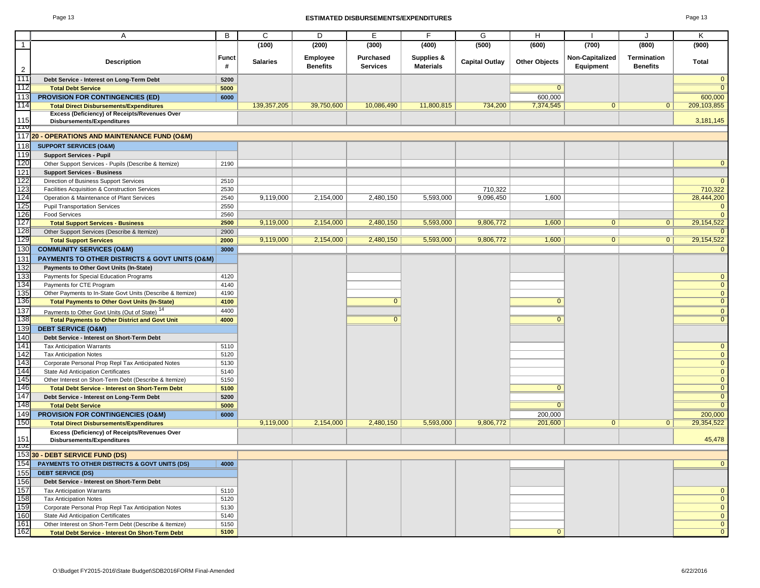## ESTIMATED DISBURSEMENTS/EXPENDITURES

| | A | B | C | D | E | F | G | H | I | J | K |
|---|---|---|---|---|---|---|---|---|---|---|---|
| 1 | | | (100) | (200) | (300) | (400) | (500) | (600) | (700) | (800) | (900) |
| 2 | Description | Funct # | Salaries | Employee Benefits | Purchased Services | Supplies & Materials | Capital Outlay | Other Objects | Non-Capitalized Equipment | Termination Benefits | Total |
| 111 | Debt Service - Interest on Long-Term Debt | 5200 | | | | | | | | | 0 |
| 112 | **Total Debt Service** | 5000 | | | | | | 0 | | | 0 |
| 113 | **PROVISION FOR CONTINGENCIES (ED)** | 6000 | | | | | | 600,000 | | | 600,000 |
| 114 | **Total Direct Disbursements/Expenditures** | | 139,357,205 | 39,750,600 | 10,086,490 | 11,800,815 | 734,200 | 7,374,545 | 0 | 0 | 209,103,855 |
| 115 | **Excess (Deficiency) of Receipts/Revenues Over Disbursements/Expenditures** | | | | | | | | | | 3,181,145 |
| 117 | **20 - OPERATIONS AND MAINTENANCE FUND (O&M)** | | | | | | | | | | |
| 118 | **SUPPORT SERVICES (O&M)** | | | | | | | | | | |
| 119 | **Support Services - Pupil** | | | | | | | | | | |
| 120 | Other Support Services - Pupils (Describe & Itemize) | 2190 | | | | | | | | | 0 |
| 121 | **Support Services - Business** | | | | | | | | | | |
| 122 | Direction of Business Support Services | 2510 | | | | | | | | | 0 |
| 123 | Facilities Acquisition & Construction Services | 2530 | | | | | 710,322 | | | | 710,322 |
| 124 | Operation & Maintenance of Plant Services | 2540 | 9,119,000 | 2,154,000 | 2,480,150 | 5,593,000 | 9,096,450 | 1,600 | | | 28,444,200 |
| 125 | Pupil Transportation Services | 2550 | | | | | | | | | 0 |
| 126 | Food Services | 2560 | | | | | | | | | 0 |
| 127 | **Total Support Services - Business** | 2500 | 9,119,000 | 2,154,000 | 2,480,150 | 5,593,000 | 9,806,772 | 1,600 | 0 | 0 | 29,154,522 |
| 128 | Other Support Services (Describe & Itemize) | 2900 | | | | | | | | | 0 |
| 129 | **Total Support Services** | 2000 | 9,119,000 | 2,154,000 | 2,480,150 | 5,593,000 | 9,806,772 | 1,600 | 0 | 0 | 29,154,522 |
| 130 | **COMMUNITY SERVICES (O&M)** | 3000 | | | | | | | | | 0 |
| 131 | **PAYMENTS TO OTHER DISTRICTS & GOVT UNITS (O&M)** | | | | | | | | | | |
| 132 | **Payments to Other Govt Units (In-State)** | | | | | | | | | | |
| 133 | Payments for Special Education Programs | 4120 | | | | | | | | | 0 |
| 134 | Payments for CTE Program | 4140 | | | | | | | | | 0 |
| 135 | Other Payments to In-State Govt Units (Describe & Itemize) | 4190 | | | | | | | | | 0 |
| 136 | **Total Payments to Other Govt Units (In-State)** | 4100 | | | 0 | | | 0 | | | 0 |
| 137 | Payments to Other Govt Units (Out of State) [14] | 4400 | | | | | | | | | 0 |
| 138 | **Total Payments to Other District and Govt Unit** | 4000 | | | 0 | | | 0 | | | 0 |
| 139 | **DEBT SERVICE (O&M)** | | | | | | | | | | |
| 140 | **Debt Service - Interest on Short-Term Debt** | | | | | | | | | | |
| 141 | Tax Anticipation Warrants | 5110 | | | | | | | | | 0 |
| 142 | Tax Anticipation Notes | 5120 | | | | | | | | | 0 |
| 143 | Corporate Personal Prop Repl Tax Anticipated Notes | 5130 | | | | | | | | | 0 |
| 144 | State Aid Anticipation Certificates | 5140 | | | | | | | | | 0 |
| 145 | Other Interest on Short-Term Debt (Describe & Itemize) | 5150 | | | | | | | | | 0 |
| 146 | **Total Debt Service - Interest on Short-Term Debt** | 5100 | | | | | | 0 | | | 0 |
| 147 | **Debt Service - Interest on Long-Term Debt** | 5200 | | | | | | | | | 0 |
| 148 | **Total Debt Service** | 5000 | | | | | | 0 | | | 0 |
| 149 | **PROVISION FOR CONTINGENCIES (O&M)** | 6000 | | | | | | 200,000 | | | 200,000 |
| 150 | **Total Direct Disbursements/Expenditures** | | 9,119,000 | 2,154,000 | 2,480,150 | 5,593,000 | 9,806,772 | 201,600 | 0 | 0 | 29,354,522 |
| 151 | **Excess (Deficiency) of Receipts/Revenues Over Disbursements/Expenditures** | | | | | | | | | | 45,478 |
| 153 | **30 - DEBT SERVICE FUND (DS)** | | | | | | | | | | |
| 154 | **PAYMENTS TO OTHER DISTRICTS & GOVT UNITS (DS)** | 4000 | | | | | | | | | 0 |
| 155 | **DEBT SERVICE (DS)** | | | | | | | | | | |
| 156 | **Debt Service - Interest on Short-Term Debt** | | | | | | | | | | |
| 157 | Tax Anticipation Warrants | 5110 | | | | | | | | | 0 |
| 158 | Tax Anticipation Notes | 5120 | | | | | | | | | 0 |
| 159 | Corporate Personal Prop Repl Tax Anticipation Notes | 5130 | | | | | | | | | 0 |
| 160 | State Aid Anticipation Certificates | 5140 | | | | | | | | | 0 |
| 161 | Other Interest on Short-Term Debt (Describe & Itemize) | 5150 | | | | | | | | | 0 |
| 162 | **Total Debt Service - Interest On Short-Term Debt** | 5100 | | | | | | 0 | | | 0 |

O:\Budget FY2015-2016\State Budget\SDB2016FORM Final-Amended 6/22/2016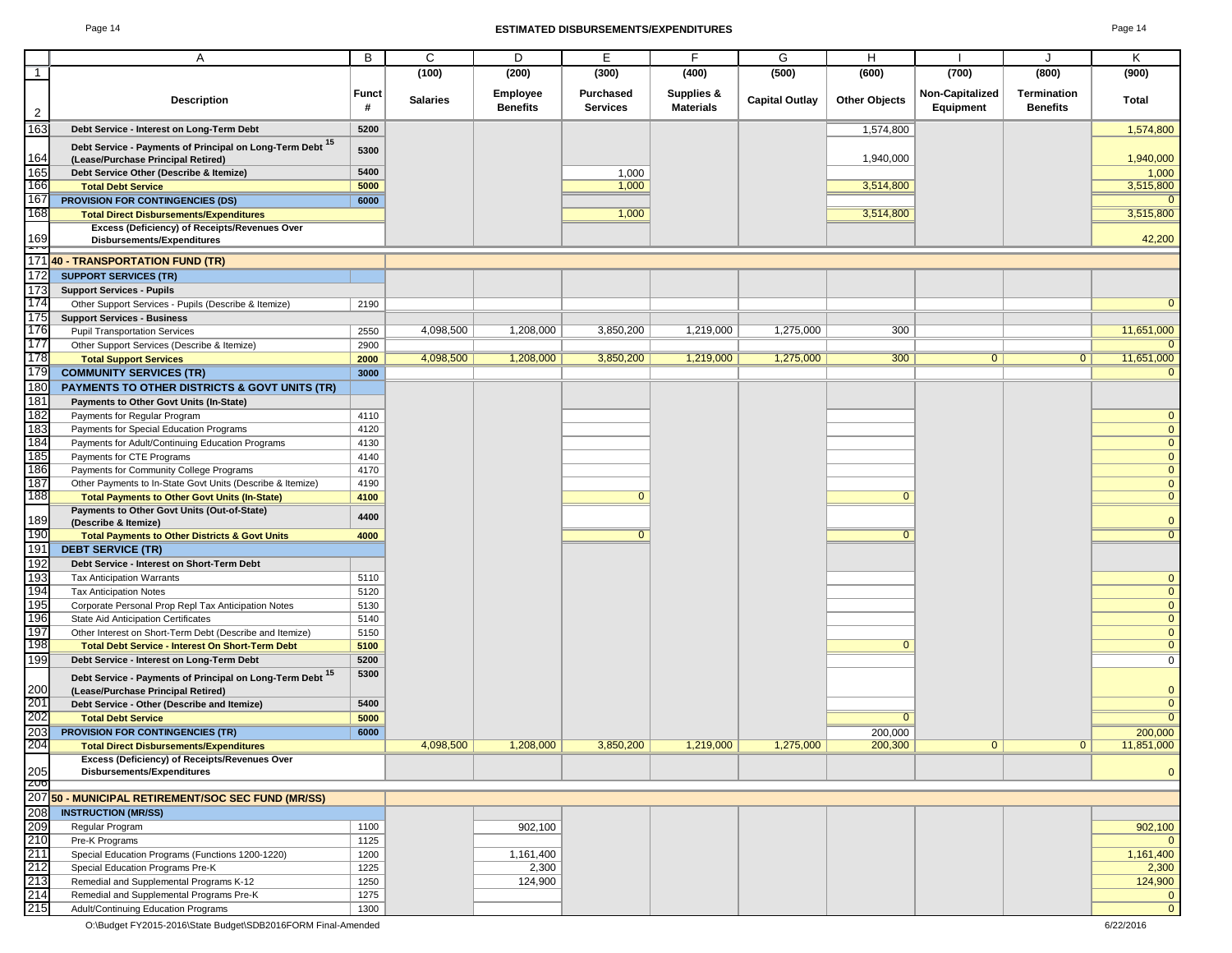## ESTIMATED DISBURSEMENTS/EXPENDITURES

| | A | B | C | D | E | F | G | H | I | J | K |
|---|---|---|---|---|---|---|---|---|---|---|---|
| 1 | | | (100) | (200) | (300) | (400) | (500) | (600) | (700) | (800) | (900) |
| 2 | **Description** | **Funct #** | **Salaries** | **Employee Benefits** | **Purchased Services** | **Supplies & Materials** | **Capital Outlay** | **Other Objects** | **Non-Capitalized Equipment** | **Termination Benefits** | **Total** |
| 163 | **Debt Service - Interest on Long-Term Debt** | **5200** | | | | | | 1,574,800 | | | 1,574,800 |
| 164 | **Debt Service - Payments of Principal on Long-Term Debt [15] (Lease/Purchase Principal Retired)** | **5300** | | | | | | 1,940,000 | | | 1,940,000 |
| 165 | **Debt Service Other (Describe & Itemize)** | **5400** | | | 1,000 | | | | | | 1,000 |
| 166 | **Total Debt Service** | **5000** | | | 1,000 | | | 3,514,800 | | | 3,515,800 |
| 167 | **PROVISION FOR CONTINGENCIES (DS)** | **6000** | | | | | | | | | 0 |
| 168 | **Total Direct Disbursements/Expenditures** | | | | 1,000 | | | 3,514,800 | | | 3,515,800 |
| 169 | **Excess (Deficiency) of Receipts/Revenues Over Disbursements/Expenditures** | | | | | | | | | | 42,200 |
| 171 | **40 - TRANSPORTATION FUND (TR)** | | | | | | | | | | |
| 172 | **SUPPORT SERVICES (TR)** | | | | | | | | | | |
| 173 | **Support Services - Pupils** | | | | | | | | | | |
| 174 | Other Support Services - Pupils (Describe & Itemize) | 2190 | | | | | | | | | 0 |
| 175 | **Support Services - Business** | | | | | | | | | | |
| 176 | Pupil Transportation Services | 2550 | 4,098,500 | 1,208,000 | 3,850,200 | 1,219,000 | 1,275,000 | 300 | | | 11,651,000 |
| 177 | Other Support Services (Describe & Itemize) | 2900 | | | | | | | | | 0 |
| 178 | **Total Support Services** | **2000** | 4,098,500 | 1,208,000 | 3,850,200 | 1,219,000 | 1,275,000 | 300 | 0 | 0 | 11,651,000 |
| 179 | **COMMUNITY SERVICES (TR)** | **3000** | | | | | | | | | 0 |
| 180 | **PAYMENTS TO OTHER DISTRICTS & GOVT UNITS (TR)** | | | | | | | | | | |
| 181 | **Payments to Other Govt Units (In-State)** | | | | | | | | | | |
| 182 | Payments for Regular Program | 4110 | | | | | | | | | 0 |
| 183 | Payments for Special Education Programs | 4120 | | | | | | | | | 0 |
| 184 | Payments for Adult/Continuing Education Programs | 4130 | | | | | | | | | 0 |
| 185 | Payments for CTE Programs | 4140 | | | | | | | | | 0 |
| 186 | Payments for Community College Programs | 4170 | | | | | | | | | 0 |
| 187 | Other Payments to In-State Govt Units (Describe & Itemize) | 4190 | | | | | | | | | 0 |
| 188 | **Total Payments to Other Govt Units (In-State)** | **4100** | | | 0 | | | 0 | | | 0 |
| 189 | **Payments to Other Govt Units (Out-of-State) (Describe & Itemize)** | **4400** | | | | | | | | | 0 |
| 190 | **Total Payments to Other Districts & Govt Units** | **4000** | | | 0 | | | 0 | | | 0 |
| 191 | **DEBT SERVICE (TR)** | | | | | | | | | | |
| 192 | **Debt Service - Interest on Short-Term Debt** | | | | | | | | | | |
| 193 | Tax Anticipation Warrants | 5110 | | | | | | | | | 0 |
| 194 | Tax Anticipation Notes | 5120 | | | | | | | | | 0 |
| 195 | Corporate Personal Prop Repl Tax Anticipation Notes | 5130 | | | | | | | | | 0 |
| 196 | State Aid Anticipation Certificates | 5140 | | | | | | | | | 0 |
| 197 | Other Interest on Short-Term Debt (Describe and Itemize) | 5150 | | | | | | | | | 0 |
| 198 | **Total Debt Service - Interest On Short-Term Debt** | **5100** | | | | | | 0 | | | 0 |
| 199 | **Debt Service - Interest on Long-Term Debt** | **5200** | | | | | | | | | 0 |
| 200 | **Debt Service - Payments of Principal on Long-Term Debt [15] (Lease/Purchase Principal Retired)** | **5300** | | | | | | | | | 0 |
| 201 | **Debt Service - Other (Describe and Itemize)** | **5400** | | | | | | | | | 0 |
| 202 | **Total Debt Service** | **5000** | | | | | | 0 | | | 0 |
| 203 | **PROVISION FOR CONTINGENCIES (TR)** | **6000** | | | | | | 200,000 | | | 200,000 |
| 204 | **Total Direct Disbursements/Expenditures** | | 4,098,500 | 1,208,000 | 3,850,200 | 1,219,000 | 1,275,000 | 200,300 | 0 | 0 | 11,851,000 |
| 205 | **Excess (Deficiency) of Receipts/Revenues Over Disbursements/Expenditures** | | | | | | | | | | 0 |
| 207 | **50 - MUNICIPAL RETIREMENT/SOC SEC FUND (MR/SS)** | | | | | | | | | | |
| 208 | **INSTRUCTION (MR/SS)** | | | | | | | | | | |
| 209 | Regular Program | 1100 | | 902,100 | | | | | | | 902,100 |
| 210 | Pre-K Programs | 1125 | | | | | | | | | 0 |
| 211 | Special Education Programs (Functions 1200-1220) | 1200 | | 1,161,400 | | | | | | | 1,161,400 |
| 212 | Special Education Programs Pre-K | 1225 | | 2,300 | | | | | | | 2,300 |
| 213 | Remedial and Supplemental Programs K-12 | 1250 | | 124,900 | | | | | | | 124,900 |
| 214 | Remedial and Supplemental Programs Pre-K | 1275 | | | | | | | | | 0 |
| 215 | Adult/Continuing Education Programs | 1300 | | | | | | | | | 0 |

O:\Budget FY2015-2016\State Budget\SDB2016FORM Final-Amended 6/22/2016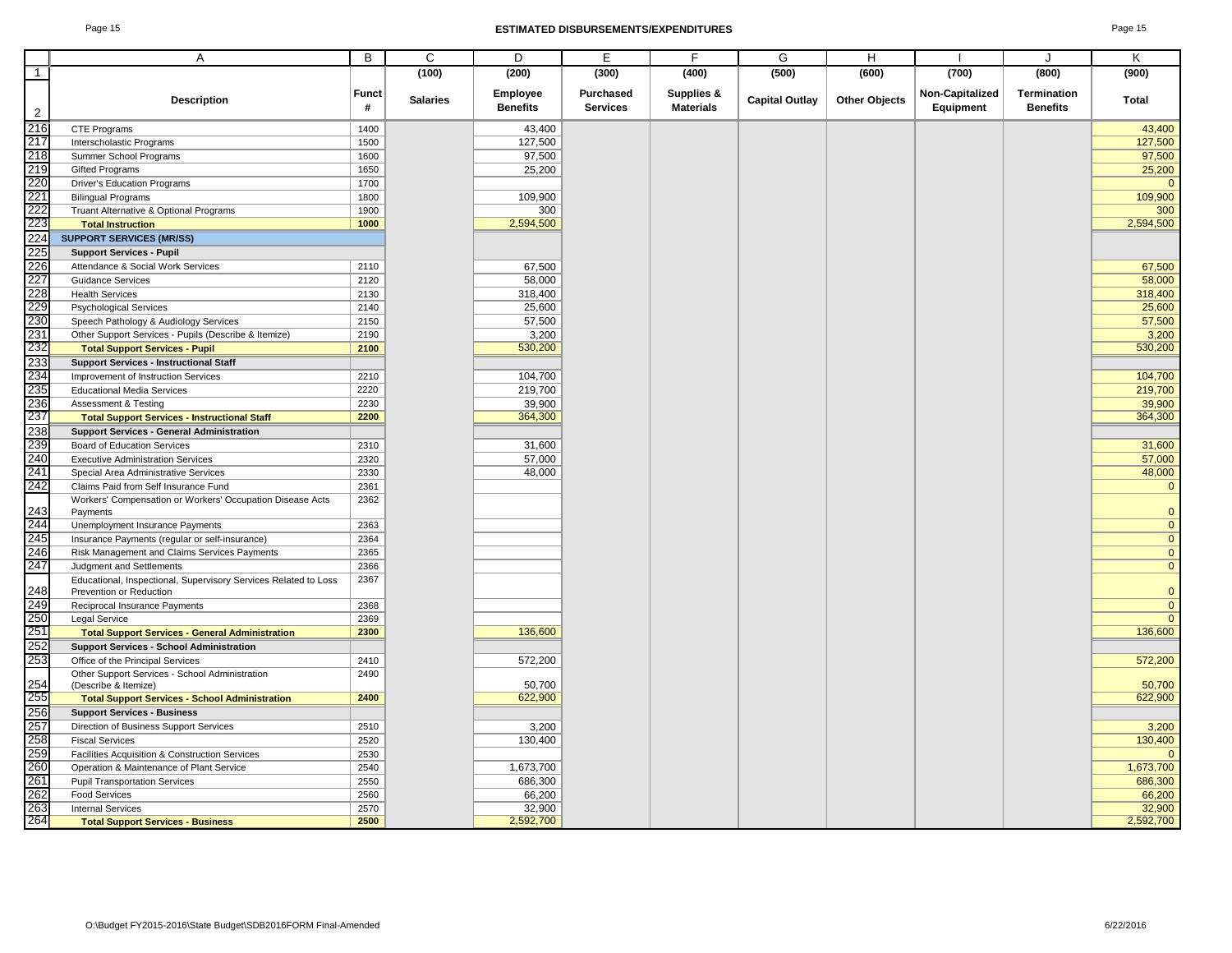## ESTIMATED DISBURSEMENTS/EXPENDITURES

| | A | B | C | D | E | F | G | H | I | J | K |
|---|---|---|---|---|---|---|---|---|---|---|---|
| 1 | | | (100) | (200) | (300) | (400) | (500) | (600) | (700) | (800) | (900) |
| 2 | Description | Funct # | Salaries | Employee Benefits | Purchased Services | Supplies & Materials | Capital Outlay | Other Objects | Non-Capitalized Equipment | Termination Benefits | Total |
| 216 | CTE Programs | 1400 | | 43,400 | | | | | | | 43,400 |
| 217 | Interscholastic Programs | 1500 | | 127,500 | | | | | | | 127,500 |
| 218 | Summer School Programs | 1600 | | 97,500 | | | | | | | 97,500 |
| 219 | Gifted Programs | 1650 | | 25,200 | | | | | | | 25,200 |
| 220 | Driver's Education Programs | 1700 | | | | | | | | | 0 |
| 221 | Bilingual Programs | 1800 | | 109,900 | | | | | | | 109,900 |
| 222 | Truant Alternative & Optional Programs | 1900 | | 300 | | | | | | | 300 |
| 223 | **Total Instruction** | **1000** | | 2,594,500 | | | | | | | 2,594,500 |
| 224 | **SUPPORT SERVICES (MR/SS)** | | | | | | | | | | |
| 225 | **Support Services - Pupil** | | | | | | | | | | |
| 226 | Attendance & Social Work Services | 2110 | | 67,500 | | | | | | | 67,500 |
| 227 | Guidance Services | 2120 | | 58,000 | | | | | | | 58,000 |
| 228 | Health Services | 2130 | | 318,400 | | | | | | | 318,400 |
| 229 | Psychological Services | 2140 | | 25,600 | | | | | | | 25,600 |
| 230 | Speech Pathology & Audiology Services | 2150 | | 57,500 | | | | | | | 57,500 |
| 231 | Other Support Services - Pupils (Describe & Itemize) | 2190 | | 3,200 | | | | | | | 3,200 |
| 232 | **Total Support Services - Pupil** | **2100** | | 530,200 | | | | | | | 530,200 |
| 233 | **Support Services - Instructional Staff** | | | | | | | | | | |
| 234 | Improvement of Instruction Services | 2210 | | 104,700 | | | | | | | 104,700 |
| 235 | Educational Media Services | 2220 | | 219,700 | | | | | | | 219,700 |
| 236 | Assessment & Testing | 2230 | | 39,900 | | | | | | | 39,900 |
| 237 | **Total Support Services - Instructional Staff** | **2200** | | 364,300 | | | | | | | 364,300 |
| 238 | **Support Services - General Administration** | | | | | | | | | | |
| 239 | Board of Education Services | 2310 | | 31,600 | | | | | | | 31,600 |
| 240 | Executive Administration Services | 2320 | | 57,000 | | | | | | | 57,000 |
| 241 | Special Area Administrative Services | 2330 | | 48,000 | | | | | | | 48,000 |
| 242 | Claims Paid from Self Insurance Fund | 2361 | | | | | | | | | 0 |
| 243 | Workers' Compensation or Workers' Occupation Disease Acts Payments | 2362 | | | | | | | | | 0 |
| 244 | Unemployment Insurance Payments | 2363 | | | | | | | | | 0 |
| 245 | Insurance Payments (regular or self-insurance) | 2364 | | | | | | | | | 0 |
| 246 | Risk Management and Claims Services Payments | 2365 | | | | | | | | | 0 |
| 247 | Judgment and Settlements | 2366 | | | | | | | | | 0 |
| 248 | Educational, Inspectional, Supervisory Services Related to Loss Prevention or Reduction | 2367 | | | | | | | | | 0 |
| 249 | Reciprocal Insurance Payments | 2368 | | | | | | | | | 0 |
| 250 | Legal Service | 2369 | | | | | | | | | 0 |
| 251 | **Total Support Services - General Administration** | **2300** | | 136,600 | | | | | | | 136,600 |
| 252 | **Support Services - School Administration** | | | | | | | | | | |
| 253 | Office of the Principal Services | 2410 | | 572,200 | | | | | | | 572,200 |
| 254 | Other Support Services - School Administration (Describe & Itemize) | 2490 | | 50,700 | | | | | | | 50,700 |
| 255 | **Total Support Services - School Administration** | **2400** | | 622,900 | | | | | | | 622,900 |
| 256 | **Support Services - Business** | | | | | | | | | | |
| 257 | Direction of Business Support Services | 2510 | | 3,200 | | | | | | | 3,200 |
| 258 | Fiscal Services | 2520 | | 130,400 | | | | | | | 130,400 |
| 259 | Facilities Acquisition & Construction Services | 2530 | | | | | | | | | 0 |
| 260 | Operation & Maintenance of Plant Service | 2540 | | 1,673,700 | | | | | | | 1,673,700 |
| 261 | Pupil Transportation Services | 2550 | | 686,300 | | | | | | | 686,300 |
| 262 | Food Services | 2560 | | 66,200 | | | | | | | 66,200 |
| 263 | Internal Services | 2570 | | 32,900 | | | | | | | 32,900 |
| 264 | **Total Support Services - Business** | **2500** | | 2,592,700 | | | | | | | 2,592,700 |

O:\Budget FY2015-2016\State Budget\SDB2016FORM Final-Amended 6/22/2016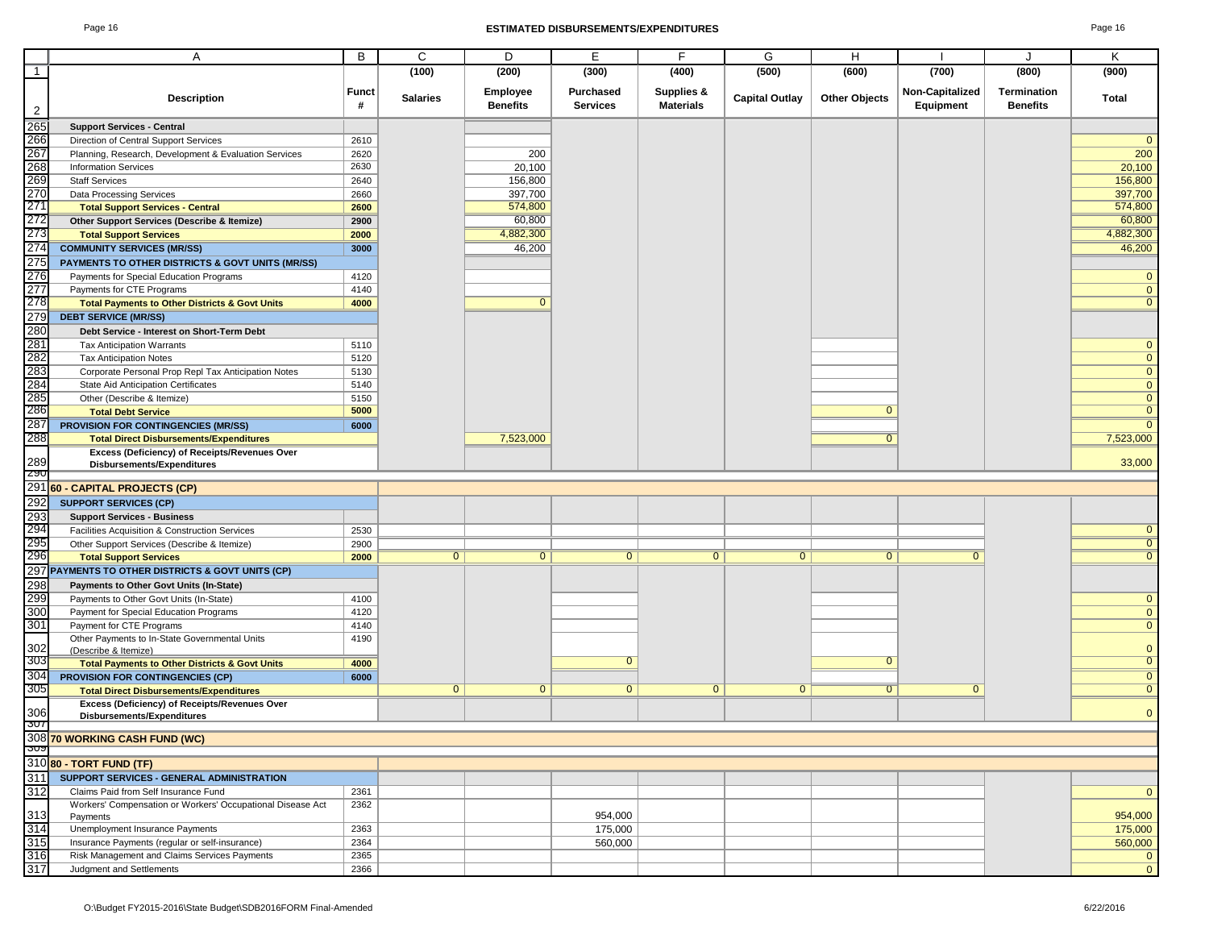## ESTIMATED DISBURSEMENTS/EXPENDITURES

| | A | B | C | D | E | F | G | H | I | J | K |
|---|---|---|---|---|---|---|---|---|---|---|---|
| 1 | | | (100) | (200) | (300) | (400) | (500) | (600) | (700) | (800) | (900) |
| 2 | **Description** | **Funct #** | **Salaries** | **Employee Benefits** | **Purchased Services** | **Supplies & Materials** | **Capital Outlay** | **Other Objects** | **Non-Capitalized Equipment** | **Termination Benefits** | **Total** |
| 265 | **Support Services - Central** | | | | | | | | | | |
| 266 | Direction of Central Support Services | 2610 | | | | | | | | | 0 |
| 267 | Planning, Research, Development & Evaluation Services | 2620 | | 200 | | | | | | | 200 |
| 268 | Information Services | 2630 | | 20,100 | | | | | | | 20,100 |
| 269 | Staff Services | 2640 | | 156,800 | | | | | | | 156,800 |
| 270 | Data Processing Services | 2660 | | 397,700 | | | | | | | 397,700 |
| 271 | **Total Support Services - Central** | **2600** | | 574,800 | | | | | | | 574,800 |
| 272 | **Other Support Services (Describe & Itemize)** | **2900** | | 60,800 | | | | | | | 60,800 |
| 273 | **Total Support Services** | **2000** | | 4,882,300 | | | | | | | 4,882,300 |
| 274 | **COMMUNITY SERVICES (MR/SS)** | **3000** | | 46,200 | | | | | | | 46,200 |
| 275 | **PAYMENTS TO OTHER DISTRICTS & GOVT UNITS (MR/SS)** | | | | | | | | | | |
| 276 | Payments for Special Education Programs | 4120 | | | | | | | | | 0 |
| 277 | Payments for CTE Programs | 4140 | | | | | | | | | 0 |
| 278 | **Total Payments to Other Districts & Govt Units** | **4000** | | 0 | | | | | | | 0 |
| 279 | **DEBT SERVICE (MR/SS)** | | | | | | | | | | |
| 280 | **Debt Service - Interest on Short-Term Debt** | | | | | | | | | | |
| 281 | Tax Anticipation Warrants | 5110 | | | | | | | | | 0 |
| 282 | Tax Anticipation Notes | 5120 | | | | | | | | | 0 |
| 283 | Corporate Personal Prop Repl Tax Anticipation Notes | 5130 | | | | | | | | | 0 |
| 284 | State Aid Anticipation Certificates | 5140 | | | | | | | | | 0 |
| 285 | Other (Describe & Itemize) | 5150 | | | | | | | | | 0 |
| 286 | **Total Debt Service** | **5000** | | | | | | 0 | | | 0 |
| 287 | **PROVISION FOR CONTINGENCIES (MR/SS)** | **6000** | | | | | | | | | 0 |
| 288 | **Total Direct Disbursements/Expenditures** | | | 7,523,000 | | | | 0 | | | 7,523,000 |
| 289 | **Excess (Deficiency) of Receipts/Revenues Over Disbursements/Expenditures** | | | | | | | | | | 33,000 |
| 290 | | | | | | | | | | | |
| 291 | **60 - CAPITAL PROJECTS (CP)** | | | | | | | | | | |
| 292 | **SUPPORT SERVICES (CP)** | | | | | | | | | | |
| 293 | **Support Services - Business** | | | | | | | | | | |
| 294 | Facilities Acquisition & Construction Services | 2530 | | | | | | | | | 0 |
| 295 | Other Support Services (Describe & Itemize) | 2900 | | | | | | | | | 0 |
| 296 | **Total Support Services** | **2000** | 0 | 0 | 0 | 0 | 0 | 0 | 0 | | 0 |
| 297 | **PAYMENTS TO OTHER DISTRICTS & GOVT UNITS (CP)** | | | | | | | | | | |
| 298 | **Payments to Other Govt Units (In-State)** | | | | | | | | | | |
| 299 | Payments to Other Govt Units (In-State) | 4100 | | | | | | | | | 0 |
| 300 | Payment for Special Education Programs | 4120 | | | | | | | | | 0 |
| 301 | Payment for CTE Programs | 4140 | | | | | | | | | 0 |
| 302 | Other Payments to In-State Governmental Units (Describe & Itemize) | 4190 | | | | | | | | | 0 |
| 303 | **Total Payments to Other Districts & Govt Units** | **4000** | | | 0 | | | 0 | | | 0 |
| 304 | **PROVISION FOR CONTINGENCIES (CP)** | **6000** | | | | | | | | | 0 |
| 305 | **Total Direct Disbursements/Expenditures** | | 0 | 0 | 0 | 0 | 0 | 0 | 0 | | 0 |
| 306 | **Excess (Deficiency) of Receipts/Revenues Over Disbursements/Expenditures** | | | | | | | | | | 0 |
| 307 | | | | | | | | | | | |
| 308 | **70 WORKING CASH FUND (WC)** | | | | | | | | | | |
| 309 | | | | | | | | | | | |
| 310 | **80 - TORT FUND (TF)** | | | | | | | | | | |
| 311 | **SUPPORT SERVICES - GENERAL ADMINISTRATION** | | | | | | | | | | |
| 312 | Claims Paid from Self Insurance Fund | 2361 | | | | | | | | | 0 |
| 313 | Workers' Compensation or Workers' Occupational Disease Act Payments | 2362 | | | 954,000 | | | | | | 954,000 |
| 314 | Unemployment Insurance Payments | 2363 | | | 175,000 | | | | | | 175,000 |
| 315 | Insurance Payments (regular or self-insurance) | 2364 | | | 560,000 | | | | | | 560,000 |
| 316 | Risk Management and Claims Services Payments | 2365 | | | | | | | | | 0 |
| 317 | Judgment and Settlements | 2366 | | | | | | | | | 0 |

O:\Budget FY2015-2016\State Budget\SDB2016FORM Final-Amended 6/22/2016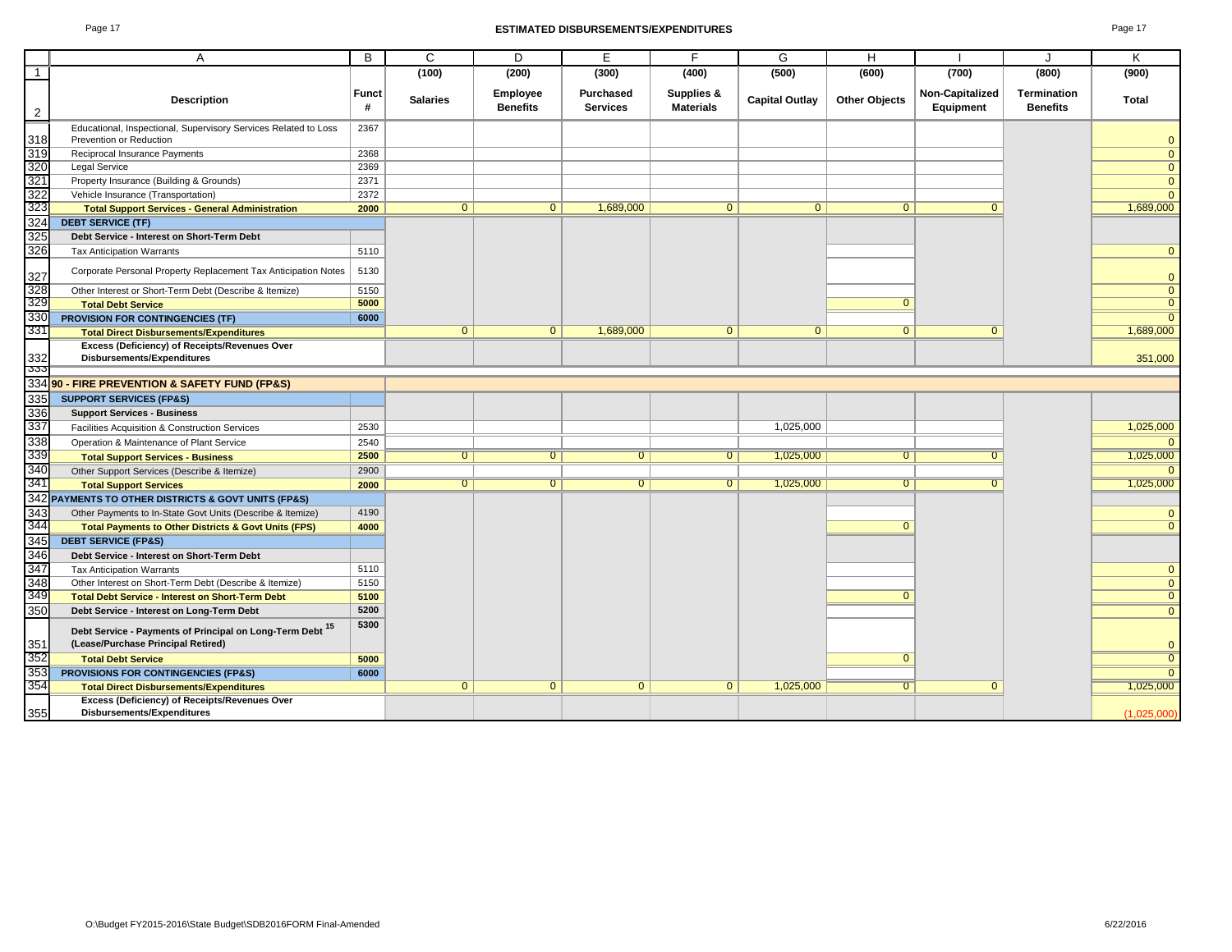## ESTIMATED DISBURSEMENTS/EXPENDITURES

| | A | B | C | D | E | F | G | H | I | J | K |
|---|---|---|---|---|---|---|---|---|---|---|---|
| 1 | | | (100) | (200) | (300) | (400) | (500) | (600) | (700) | (800) | (900) |
| 2 | Description | Funct # | Salaries | Employee Benefits | Purchased Services | Supplies & Materials | Capital Outlay | Other Objects | Non-Capitalized Equipment | Termination Benefits | Total |
| 318 | Educational, Inspectional, Supervisory Services Related to Loss Prevention or Reduction | 2367 | | | | | | | | | 0 |
| 319 | Reciprocal Insurance Payments | 2368 | | | | | | | | | 0 |
| 320 | Legal Service | 2369 | | | | | | | | | 0 |
| 321 | Property Insurance (Building & Grounds) | 2371 | | | | | | | | | 0 |
| 322 | Vehicle Insurance (Transportation) | 2372 | | | | | | | | | 0 |
| 323 | **Total Support Services - General Administration** | **2000** | 0 | 0 | 1,689,000 | 0 | 0 | 0 | 0 | | 1,689,000 |
| 324 | **DEBT SERVICE (TF)** | | | | | | | | | | |
| 325 | **Debt Service - Interest on Short-Term Debt** | | | | | | | | | | |
| 326 | Tax Anticipation Warrants | 5110 | | | | | | | | | 0 |
| 327 | Corporate Personal Property Replacement Tax Anticipation Notes | 5130 | | | | | | | | | 0 |
| 328 | Other Interest or Short-Term Debt (Describe & Itemize) | 5150 | | | | | | | | | 0 |
| 329 | **Total Debt Service** | **5000** | | | | | | 0 | | | 0 |
| 330 | **PROVISION FOR CONTINGENCIES (TF)** | **6000** | | | | | | | | | 0 |
| 331 | **Total Direct Disbursements/Expenditures** | | 0 | 0 | 1,689,000 | 0 | 0 | 0 | 0 | | 1,689,000 |
| 332 | **Excess (Deficiency) of Receipts/Revenues Over Disbursements/Expenditures** | | | | | | | | | | 351,000 |
| 333 | | | | | | | | | | | |
| 334 | **90 - FIRE PREVENTION & SAFETY FUND (FP&S)** | | | | | | | | | | |
| 335 | **SUPPORT SERVICES (FP&S)** | | | | | | | | | | |
| 336 | **Support Services - Business** | | | | | | | | | | |
| 337 | Facilities Acquisition & Construction Services | 2530 | | | | | 1,025,000 | | | | 1,025,000 |
| 338 | Operation & Maintenance of Plant Service | 2540 | | | | | | | | | 0 |
| 339 | **Total Support Services - Business** | **2500** | 0 | 0 | 0 | 0 | 1,025,000 | 0 | 0 | | 1,025,000 |
| 340 | Other Support Services (Describe & Itemize) | 2900 | | | | | | | | | 0 |
| 341 | **Total Support Services** | **2000** | 0 | 0 | 0 | 0 | 1,025,000 | 0 | 0 | | 1,025,000 |
| 342 | **PAYMENTS TO OTHER DISTRICTS & GOVT UNITS (FP&S)** | | | | | | | | | | |
| 343 | Other Payments to In-State Govt Units (Describe & Itemize) | 4190 | | | | | | | | | 0 |
| 344 | **Total Payments to Other Districts & Govt Units (FPS)** | **4000** | | | | | | 0 | | | 0 |
| 345 | **DEBT SERVICE (FP&S)** | | | | | | | | | | |
| 346 | **Debt Service - Interest on Short-Term Debt** | | | | | | | | | | |
| 347 | Tax Anticipation Warrants | 5110 | | | | | | | | | 0 |
| 348 | Other Interest on Short-Term Debt (Describe & Itemize) | 5150 | | | | | | | | | 0 |
| 349 | **Total Debt Service - Interest on Short-Term Debt** | **5100** | | | | | | 0 | | | 0 |
| 350 | **Debt Service - Interest on Long-Term Debt** | **5200** | | | | | | | | | 0 |
| 351 | **Debt Service - Payments of Principal on Long-Term Debt [15] (Lease/Purchase Principal Retired)** | **5300** | | | | | | | | | 0 |
| 352 | **Total Debt Service** | **5000** | | | | | | 0 | | | 0 |
| 353 | **PROVISIONS FOR CONTINGENCIES (FP&S)** | **6000** | | | | | | | | | 0 |
| 354 | **Total Direct Disbursements/Expenditures** | | 0 | 0 | 0 | 0 | 1,025,000 | 0 | 0 | | 1,025,000 |
| 355 | **Excess (Deficiency) of Receipts/Revenues Over Disbursements/Expenditures** | | | | | | | | | | (1,025,000) |

O:\Budget FY2015-2016\State Budget\SDB2016FORM Final-Amended 6/22/2016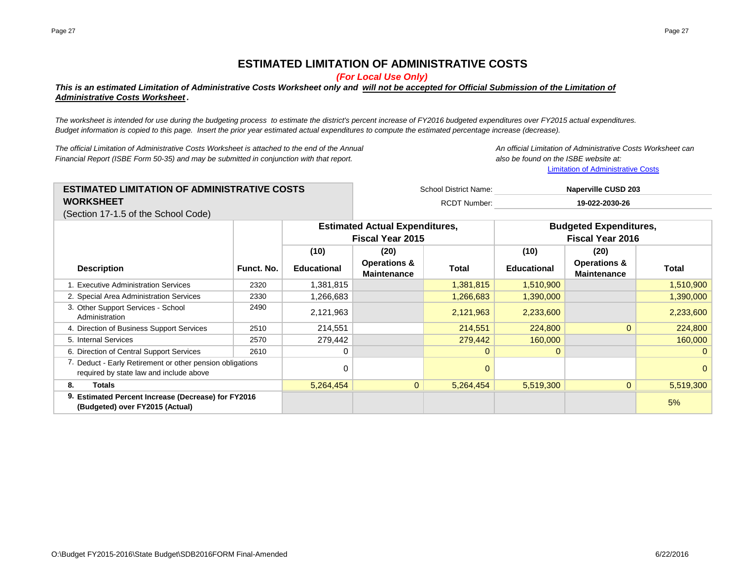# ESTIMATED LIMITATION OF ADMINISTRATIVE COSTS

***(For Local Use Only)***

***This is an estimated Limitation of Administrative Costs Worksheet only and will not be accepted for Official Submission of the Limitation of Administrative Costs Worksheet.***

*The worksheet is intended for use during the budgeting process to estimate the district's percent increase of FY2016 budgeted expenditures over FY2015 actual expenditures. Budget information is copied to this page. Insert the prior year estimated actual expenditures to compute the estimated percentage increase (decrease).*

*The official Limitation of Administrative Costs Worksheet is attached to the end of the Annual Financial Report (ISBE Form 50-35) and may be submitted in conjunction with that report.*

*An official Limitation of Administrative Costs Worksheet can also be found on the ISBE website at:*
Limitation of Administrative Costs

## ESTIMATED LIMITATION OF ADMINISTRATIVE COSTS WORKSHEET

(Section 17-1.5 of the School Code)

School District Name: **Naperville CUSD 203**

RCDT Number: **19-022-2030-26**

| Description | Funct. No. | Estimated Actual Expenditures, Fiscal Year 2015 | | | Budgeted Expenditures, Fiscal Year 2016 | | |
|---|---|---|---|---|---|---|---|
| | | (10) Educational | (20) Operations & Maintenance | Total | (10) Educational | (20) Operations & Maintenance | Total |
| 1. Executive Administration Services | 2320 | 1,381,815 | | 1,381,815 | 1,510,900 | | 1,510,900 |
| 2. Special Area Administration Services | 2330 | 1,266,683 | | 1,266,683 | 1,390,000 | | 1,390,000 |
| 3. Other Support Services - School Administration | 2490 | 2,121,963 | | 2,121,963 | 2,233,600 | | 2,233,600 |
| 4. Direction of Business Support Services | 2510 | 214,551 | | 214,551 | 224,800 | 0 | 224,800 |
| 5. Internal Services | 2570 | 279,442 | | 279,442 | 160,000 | | 160,000 |
| 6. Direction of Central Support Services | 2610 | 0 | | 0 | 0 | | 0 |
| 7. Deduct - Early Retirement or other pension obligations required by state law and include above | | 0 | | 0 | | | 0 |
| **8. Totals** | | 5,264,454 | 0 | 5,264,454 | 5,519,300 | 0 | 5,519,300 |
| **9. Estimated Percent Increase (Decrease) for FY2016 (Budgeted) over FY2015 (Actual)** | | | | | | | 5% |

O:\Budget FY2015-2016\State Budget\SDB2016FORM Final-Amended

6/22/2016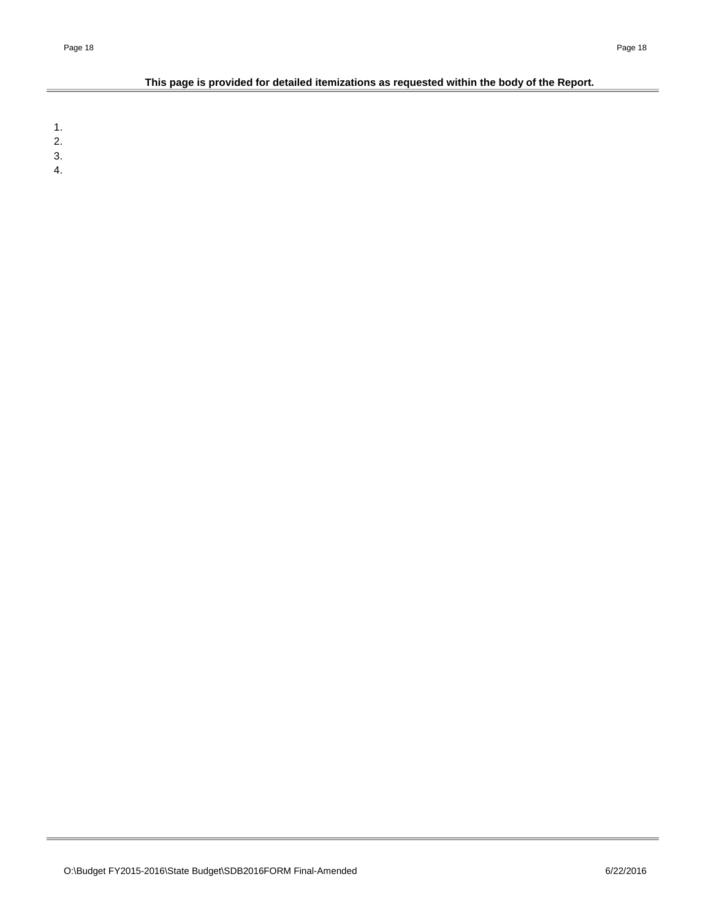**This page is provided for detailed itemizations as requested within the body of the Report.**

1.
2.
3.
4.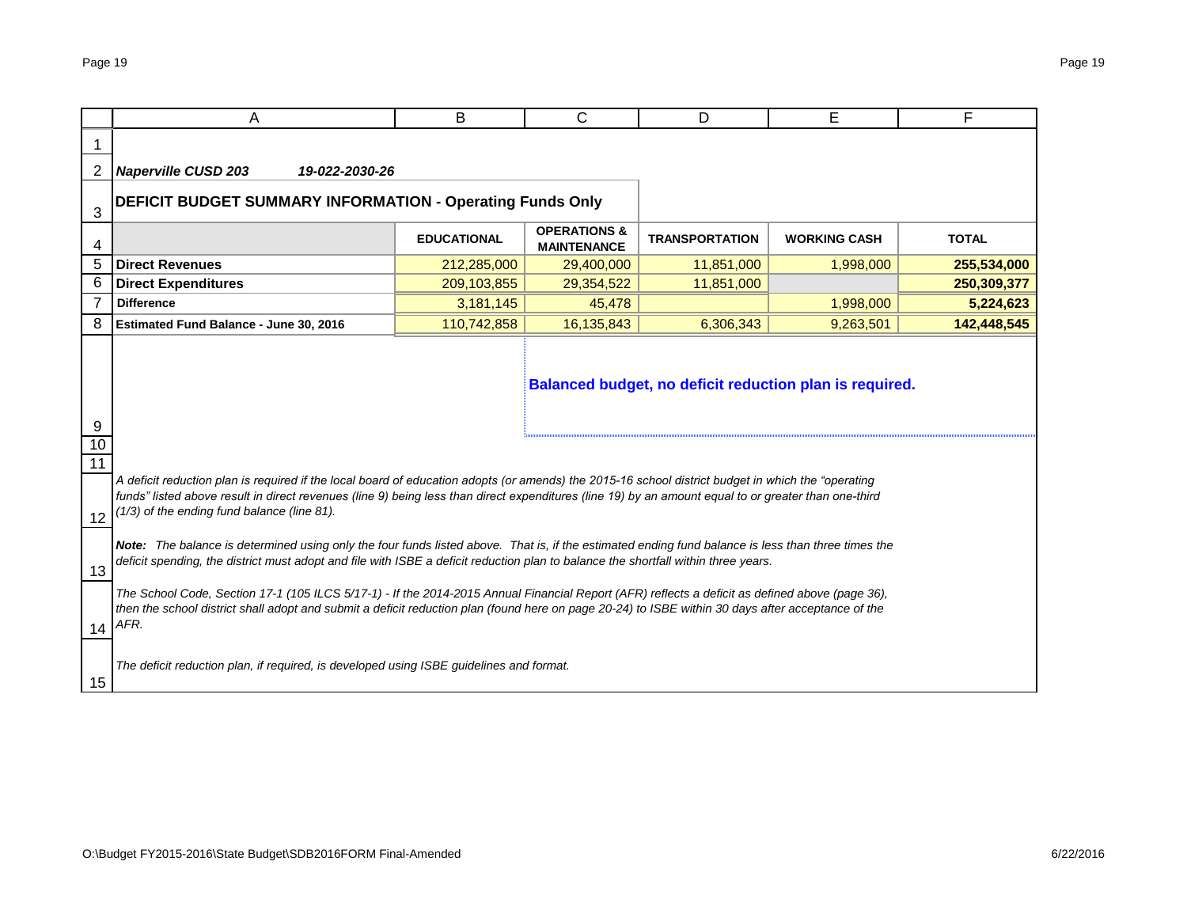***Naperville CUSD 203*** ***19-022-2030-26***

## DEFICIT BUDGET SUMMARY INFORMATION - Operating Funds Only

| | EDUCATIONAL | OPERATIONS & MAINTENANCE | TRANSPORTATION | WORKING CASH | TOTAL |
|---|---|---|---|---|---|
| **Direct Revenues** | 212,285,000 | 29,400,000 | 11,851,000 | 1,998,000 | **255,534,000** |
| **Direct Expenditures** | 209,103,855 | 29,354,522 | 11,851,000 | | **250,309,377** |
| **Difference** | 3,181,145 | 45,478 | | 1,998,000 | **5,224,623** |
| **Estimated Fund Balance - June 30, 2016** | 110,742,858 | 16,135,843 | 6,306,343 | 9,263,501 | **142,448,545** |

**Balanced budget, no deficit reduction plan is required.**

*A deficit reduction plan is required if the local board of education adopts (or amends) the 2015-16 school district budget in which the "operating funds" listed above result in direct revenues (line 9) being less than direct expenditures (line 19) by an amount equal to or greater than one-third (1/3) of the ending fund balance (line 81).*

***Note:*** *The balance is determined using only the four funds listed above. That is, if the estimated ending fund balance is less than three times the deficit spending, the district must adopt and file with ISBE a deficit reduction plan to balance the shortfall within three years.*

*The School Code, Section 17-1 (105 ILCS 5/17-1) - If the 2014-2015 Annual Financial Report (AFR) reflects a deficit as defined above (page 36), then the school district shall adopt and submit a deficit reduction plan (found here on page 20-24) to ISBE within 30 days after acceptance of the AFR.*

*The deficit reduction plan, if required, is developed using ISBE guidelines and format.*

O:\Budget FY2015-2016\State Budget\SDB2016FORM Final-Amended

6/22/2016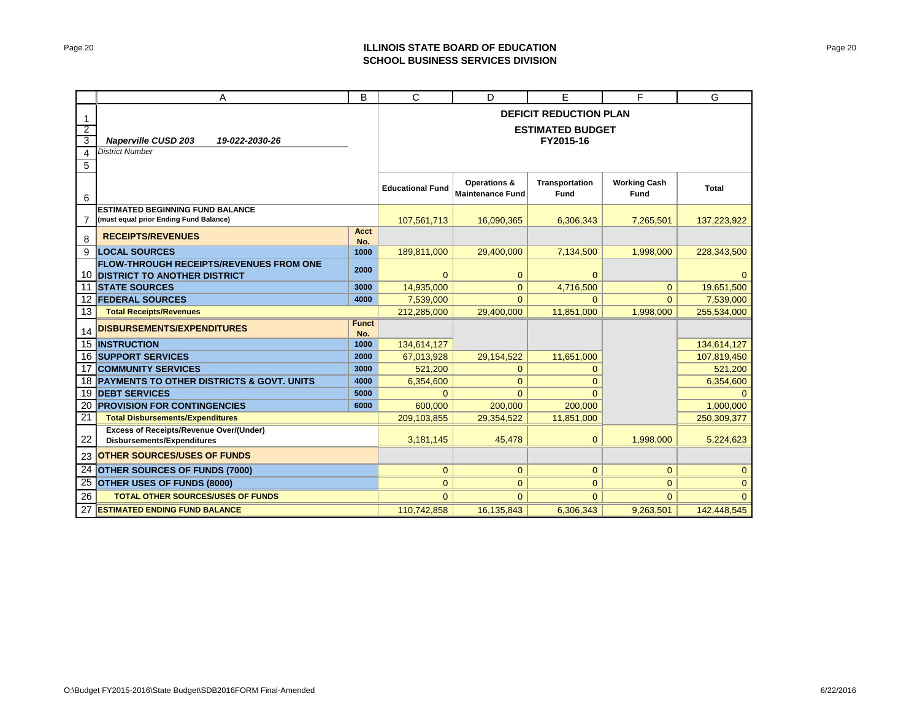# ILLINOIS STATE BOARD OF EDUCATION
## SCHOOL BUSINESS SERVICES DIVISION

| | A | B | C | D | E | F | G |
|---|---|---|---|---|---|---|---|
| 1 | | | **DEFICIT REDUCTION PLAN** | | | | |
| 2 | | | **ESTIMATED BUDGET** | | | | |
| 3 | ***Naperville CUSD 203*** ***19-022-2030-26*** | | **FY2015-16** | | | | |
| 4 | *District Number* | | | | | | |
| 5 | | | | | | | |
| 6 | | | **Educational Fund** | **Operations & Maintenance Fund** | **Transportation Fund** | **Working Cash Fund** | **Total** |
| 7 | **ESTIMATED BEGINNING FUND BALANCE (must equal prior Ending Fund Balance)** | | 107,561,713 | 16,090,365 | 6,306,343 | 7,265,501 | 137,223,922 |
| 8 | **RECEIPTS/REVENUES** | **Acct No.** | | | | | |
| 9 | **LOCAL SOURCES** | **1000** | 189,811,000 | 29,400,000 | 7,134,500 | 1,998,000 | 228,343,500 |
| 10 | **FLOW-THROUGH RECEIPTS/REVENUES FROM ONE DISTRICT TO ANOTHER DISTRICT** | **2000** | 0 | 0 | 0 | | 0 |
| 11 | **STATE SOURCES** | **3000** | 14,935,000 | 0 | 4,716,500 | 0 | 19,651,500 |
| 12 | **FEDERAL SOURCES** | **4000** | 7,539,000 | 0 | 0 | 0 | 7,539,000 |
| 13 | **Total Receipts/Revenues** | | 212,285,000 | 29,400,000 | 11,851,000 | 1,998,000 | 255,534,000 |
| 14 | **DISBURSEMENTS/EXPENDITURES** | **Funct No.** | | | | | |
| 15 | **INSTRUCTION** | **1000** | 134,614,127 | | | | 134,614,127 |
| 16 | **SUPPORT SERVICES** | **2000** | 67,013,928 | 29,154,522 | 11,651,000 | | 107,819,450 |
| 17 | **COMMUNITY SERVICES** | **3000** | 521,200 | 0 | 0 | | 521,200 |
| 18 | **PAYMENTS TO OTHER DISTRICTS & GOVT. UNITS** | **4000** | 6,354,600 | 0 | 0 | | 6,354,600 |
| 19 | **DEBT SERVICES** | **5000** | 0 | 0 | 0 | | 0 |
| 20 | **PROVISION FOR CONTINGENCIES** | **6000** | 600,000 | 200,000 | 200,000 | | 1,000,000 |
| 21 | **Total Disbursements/Expenditures** | | 209,103,855 | 29,354,522 | 11,851,000 | | 250,309,377 |
| 22 | **Excess of Receipts/Revenue Over/(Under) Disbursements/Expenditures** | | 3,181,145 | 45,478 | 0 | 1,998,000 | 5,224,623 |
| 23 | **OTHER SOURCES/USES OF FUNDS** | | | | | | |
| 24 | **OTHER SOURCES OF FUNDS (7000)** | | 0 | 0 | 0 | 0 | 0 |
| 25 | **OTHER USES OF FUNDS (8000)** | | 0 | 0 | 0 | 0 | 0 |
| 26 | **TOTAL OTHER SOURCES/USES OF FUNDS** | | 0 | 0 | 0 | 0 | 0 |
| 27 | **ESTIMATED ENDING FUND BALANCE** | | 110,742,858 | 16,135,843 | 6,306,343 | 9,263,501 | 142,448,545 |

O:\Budget FY2015-2016\State Budget\SDB2016FORM Final-Amended 6/22/2016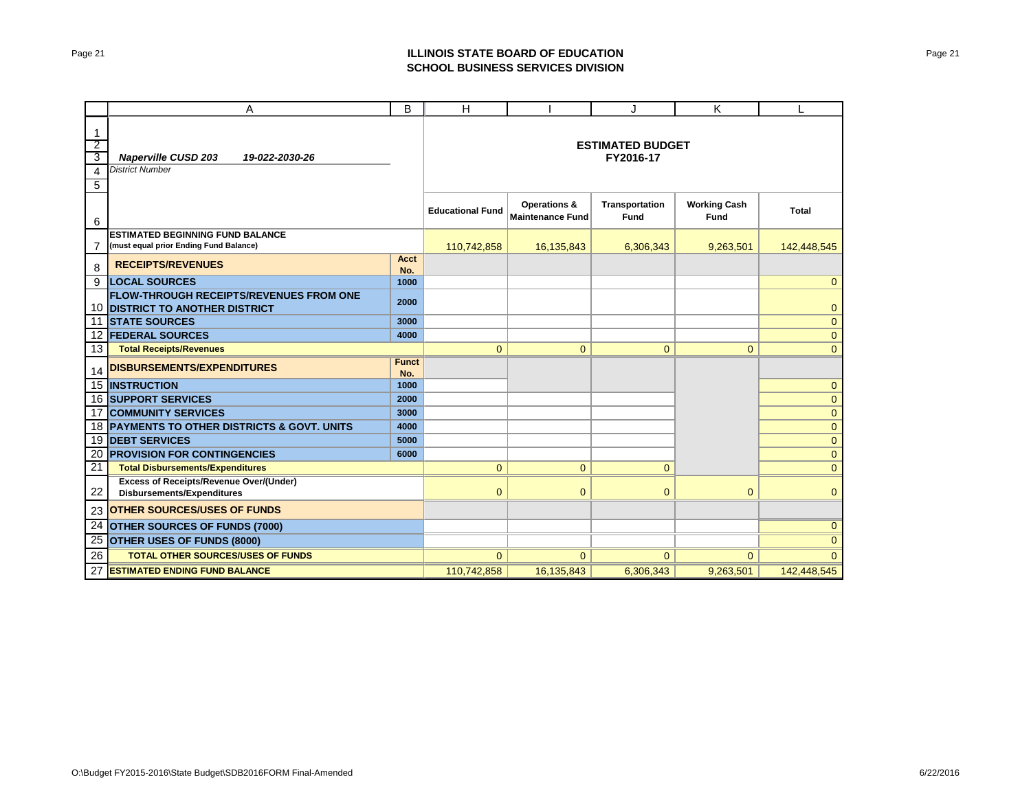# ILLINOIS STATE BOARD OF EDUCATION
## SCHOOL BUSINESS SERVICES DIVISION

*Naperville CUSD 203 19-022-2030-26*
*District Number*

**ESTIMATED BUDGET FY2016-17**

| | A | B | H | I | J | K | L |
|---|---|---|---|---|---|---|---|
| 6 | | | Educational Fund | Operations & Maintenance Fund | Transportation Fund | Working Cash Fund | Total |
| 7 | **ESTIMATED BEGINNING FUND BALANCE (must equal prior Ending Fund Balance)** | | 110,742,858 | 16,135,843 | 6,306,343 | 9,263,501 | 142,448,545 |
| 8 | **RECEIPTS/REVENUES** | **Acct No.** | | | | | |
| 9 | **LOCAL SOURCES** | 1000 | | | | | 0 |
| 10 | **FLOW-THROUGH RECEIPTS/REVENUES FROM ONE DISTRICT TO ANOTHER DISTRICT** | 2000 | | | | | 0 |
| 11 | **STATE SOURCES** | 3000 | | | | | 0 |
| 12 | **FEDERAL SOURCES** | 4000 | | | | | 0 |
| 13 | **Total Receipts/Revenues** | | 0 | 0 | 0 | 0 | 0 |
| 14 | **DISBURSEMENTS/EXPENDITURES** | **Funct No.** | | | | | |
| 15 | **INSTRUCTION** | 1000 | | | | | 0 |
| 16 | **SUPPORT SERVICES** | 2000 | | | | | 0 |
| 17 | **COMMUNITY SERVICES** | 3000 | | | | | 0 |
| 18 | **PAYMENTS TO OTHER DISTRICTS & GOVT. UNITS** | 4000 | | | | | 0 |
| 19 | **DEBT SERVICES** | 5000 | | | | | 0 |
| 20 | **PROVISION FOR CONTINGENCIES** | 6000 | | | | | 0 |
| 21 | **Total Disbursements/Expenditures** | | 0 | 0 | 0 | | 0 |
| 22 | **Excess of Receipts/Revenue Over/(Under) Disbursements/Expenditures** | | 0 | 0 | 0 | 0 | 0 |
| 23 | **OTHER SOURCES/USES OF FUNDS** | | | | | | |
| 24 | **OTHER SOURCES OF FUNDS (7000)** | | | | | | 0 |
| 25 | **OTHER USES OF FUNDS (8000)** | | | | | | 0 |
| 26 | **TOTAL OTHER SOURCES/USES OF FUNDS** | | 0 | 0 | 0 | 0 | 0 |
| 27 | **ESTIMATED ENDING FUND BALANCE** | | 110,742,858 | 16,135,843 | 6,306,343 | 9,263,501 | 142,448,545 |

O:\Budget FY2015-2016\State Budget\SDB2016FORM Final-Amended 6/22/2016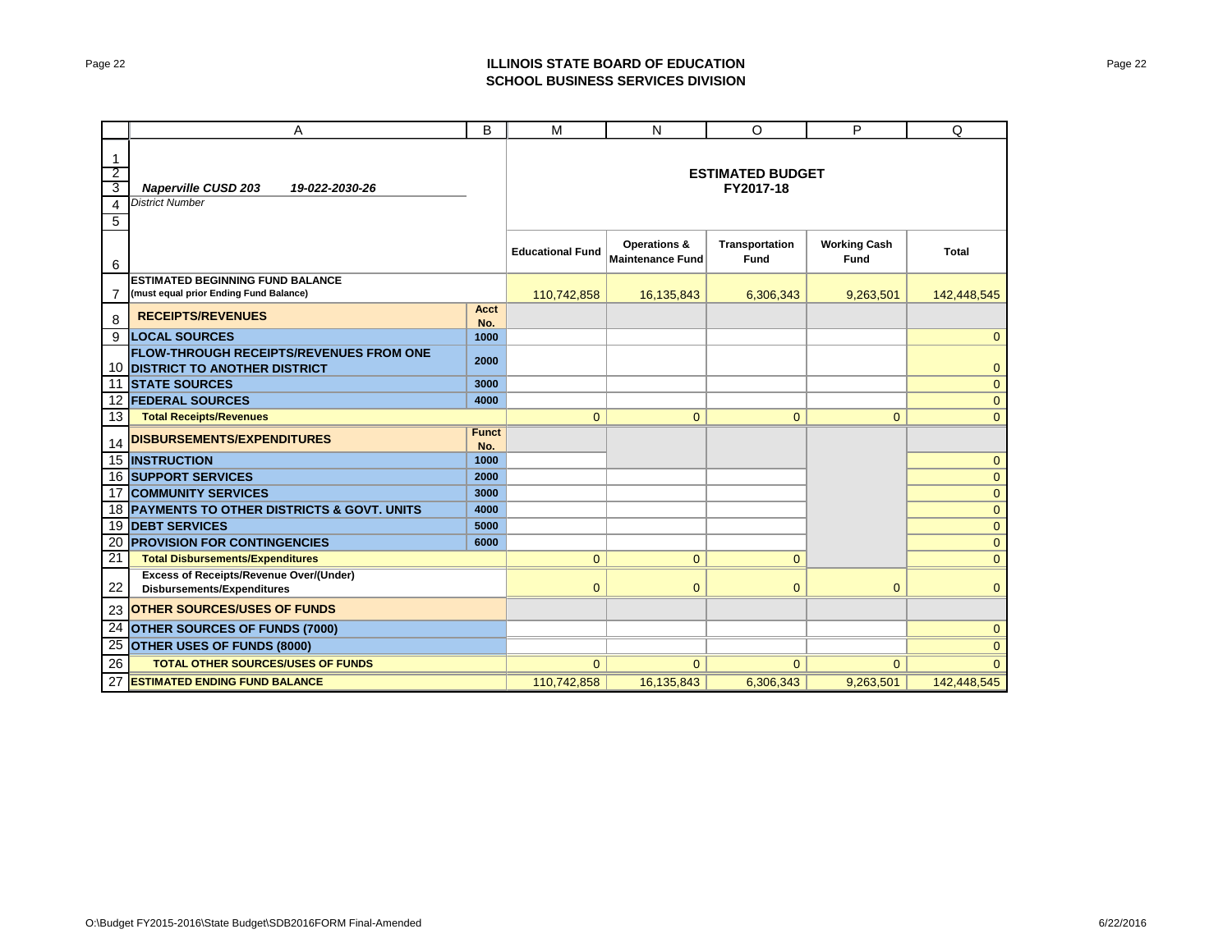# ILLINOIS STATE BOARD OF EDUCATION
## SCHOOL BUSINESS SERVICES DIVISION

| | A | B | M | N | O | P | Q |
|---|---|---|---|---|---|---|---|
| 1-5 | ***Naperville CUSD 203*** ***19-022-2030-26*** *District Number* | | **ESTIMATED BUDGET FY2017-18** | | | | |
| 6 | | | **Educational Fund** | **Operations & Maintenance Fund** | **Transportation Fund** | **Working Cash Fund** | **Total** |
| 7 | **ESTIMATED BEGINNING FUND BALANCE (must equal prior Ending Fund Balance)** | | 110,742,858 | 16,135,843 | 6,306,343 | 9,263,501 | 142,448,545 |
| 8 | **RECEIPTS/REVENUES** | **Acct No.** | | | | | |
| 9 | **LOCAL SOURCES** | **1000** | | | | | 0 |
| 10 | **FLOW-THROUGH RECEIPTS/REVENUES FROM ONE DISTRICT TO ANOTHER DISTRICT** | **2000** | | | | | 0 |
| 11 | **STATE SOURCES** | **3000** | | | | | 0 |
| 12 | **FEDERAL SOURCES** | **4000** | | | | | 0 |
| 13 | **Total Receipts/Revenues** | | 0 | 0 | 0 | 0 | 0 |
| 14 | **DISBURSEMENTS/EXPENDITURES** | **Funct No.** | | | | | |
| 15 | **INSTRUCTION** | **1000** | | | | | 0 |
| 16 | **SUPPORT SERVICES** | **2000** | | | | | 0 |
| 17 | **COMMUNITY SERVICES** | **3000** | | | | | 0 |
| 18 | **PAYMENTS TO OTHER DISTRICTS & GOVT. UNITS** | **4000** | | | | | 0 |
| 19 | **DEBT SERVICES** | **5000** | | | | | 0 |
| 20 | **PROVISION FOR CONTINGENCIES** | **6000** | | | | | 0 |
| 21 | **Total Disbursements/Expenditures** | | 0 | 0 | 0 | | 0 |
| 22 | **Excess of Receipts/Revenue Over/(Under) Disbursements/Expenditures** | | 0 | 0 | 0 | 0 | 0 |
| 23 | **OTHER SOURCES/USES OF FUNDS** | | | | | | |
| 24 | **OTHER SOURCES OF FUNDS (7000)** | | | | | | 0 |
| 25 | **OTHER USES OF FUNDS (8000)** | | | | | | 0 |
| 26 | **TOTAL OTHER SOURCES/USES OF FUNDS** | | 0 | 0 | 0 | 0 | 0 |
| 27 | **ESTIMATED ENDING FUND BALANCE** | | 110,742,858 | 16,135,843 | 6,306,343 | 9,263,501 | 142,448,545 |

O:\Budget FY2015-2016\State Budget\SDB2016FORM Final-Amended

6/22/2016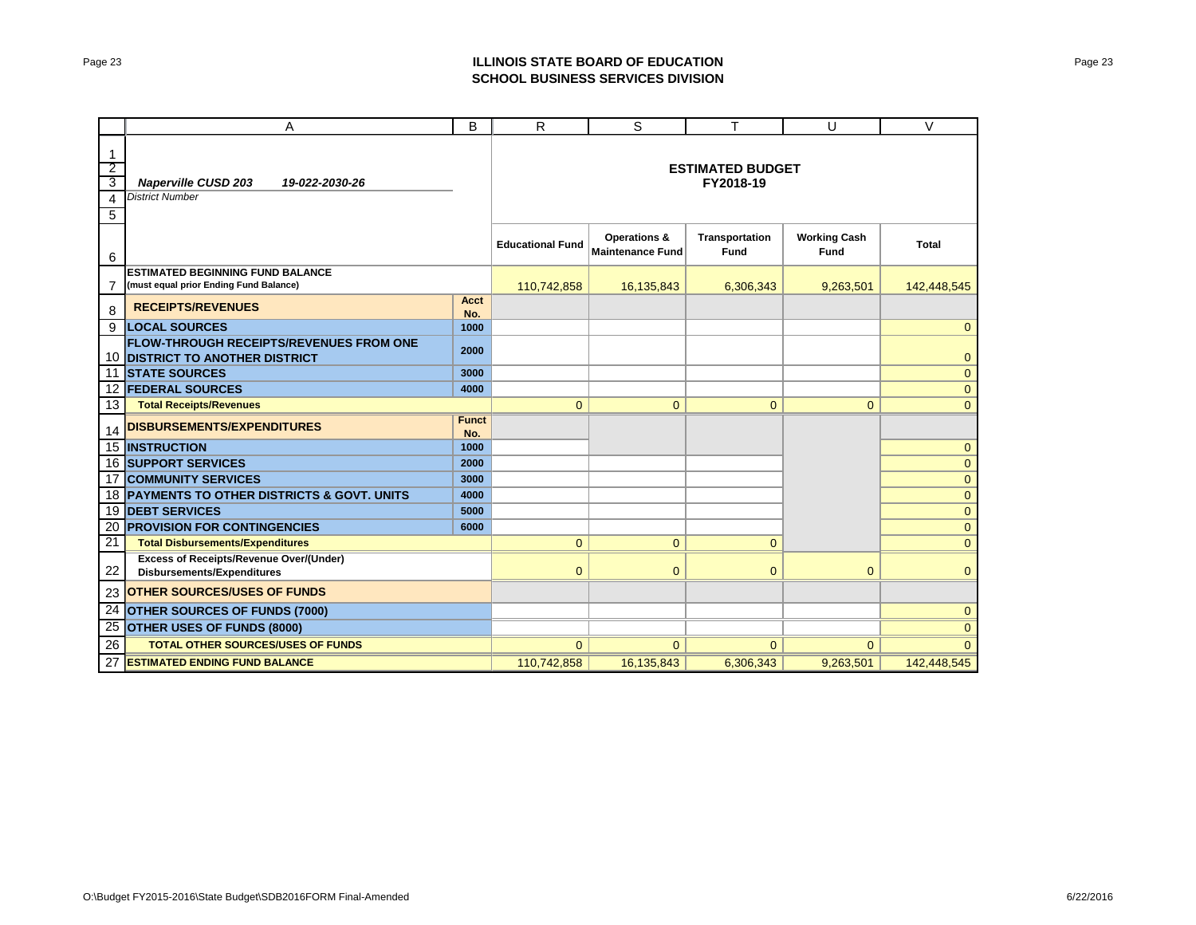# ILLINOIS STATE BOARD OF EDUCATION
## SCHOOL BUSINESS SERVICES DIVISION

| | A | B | R | S | T | U | V |
|---|---|---|---|---|---|---|---|
| 1-5 | *Naperville CUSD 203 19-022-2030-26* *District Number* | | **ESTIMATED BUDGET FY2018-19** | | | | |
| 6 | | | **Educational Fund** | **Operations & Maintenance Fund** | **Transportation Fund** | **Working Cash Fund** | **Total** |
| 7 | **ESTIMATED BEGINNING FUND BALANCE (must equal prior Ending Fund Balance)** | | 110,742,858 | 16,135,843 | 6,306,343 | 9,263,501 | 142,448,545 |
| 8 | **RECEIPTS/REVENUES** | **Acct No.** | | | | | |
| 9 | **LOCAL SOURCES** | **1000** | | | | | 0 |
| 10 | **FLOW-THROUGH RECEIPTS/REVENUES FROM ONE DISTRICT TO ANOTHER DISTRICT** | **2000** | | | | | 0 |
| 11 | **STATE SOURCES** | **3000** | | | | | 0 |
| 12 | **FEDERAL SOURCES** | **4000** | | | | | 0 |
| 13 | **Total Receipts/Revenues** | | 0 | 0 | 0 | 0 | 0 |
| 14 | **DISBURSEMENTS/EXPENDITURES** | **Funct No.** | | | | | |
| 15 | **INSTRUCTION** | **1000** | | | | | 0 |
| 16 | **SUPPORT SERVICES** | **2000** | | | | | 0 |
| 17 | **COMMUNITY SERVICES** | **3000** | | | | | 0 |
| 18 | **PAYMENTS TO OTHER DISTRICTS & GOVT. UNITS** | **4000** | | | | | 0 |
| 19 | **DEBT SERVICES** | **5000** | | | | | 0 |
| 20 | **PROVISION FOR CONTINGENCIES** | **6000** | | | | | 0 |
| 21 | **Total Disbursements/Expenditures** | | 0 | 0 | 0 | | 0 |
| 22 | **Excess of Receipts/Revenue Over/(Under) Disbursements/Expenditures** | | 0 | 0 | 0 | 0 | 0 |
| 23 | **OTHER SOURCES/USES OF FUNDS** | | | | | | |
| 24 | **OTHER SOURCES OF FUNDS (7000)** | | | | | | 0 |
| 25 | **OTHER USES OF FUNDS (8000)** | | | | | | 0 |
| 26 | **TOTAL OTHER SOURCES/USES OF FUNDS** | | 0 | 0 | 0 | 0 | 0 |
| 27 | **ESTIMATED ENDING FUND BALANCE** | | 110,742,858 | 16,135,843 | 6,306,343 | 9,263,501 | 142,448,545 |

O:\Budget FY2015-2016\State Budget\SDB2016FORM Final-Amended 6/22/2016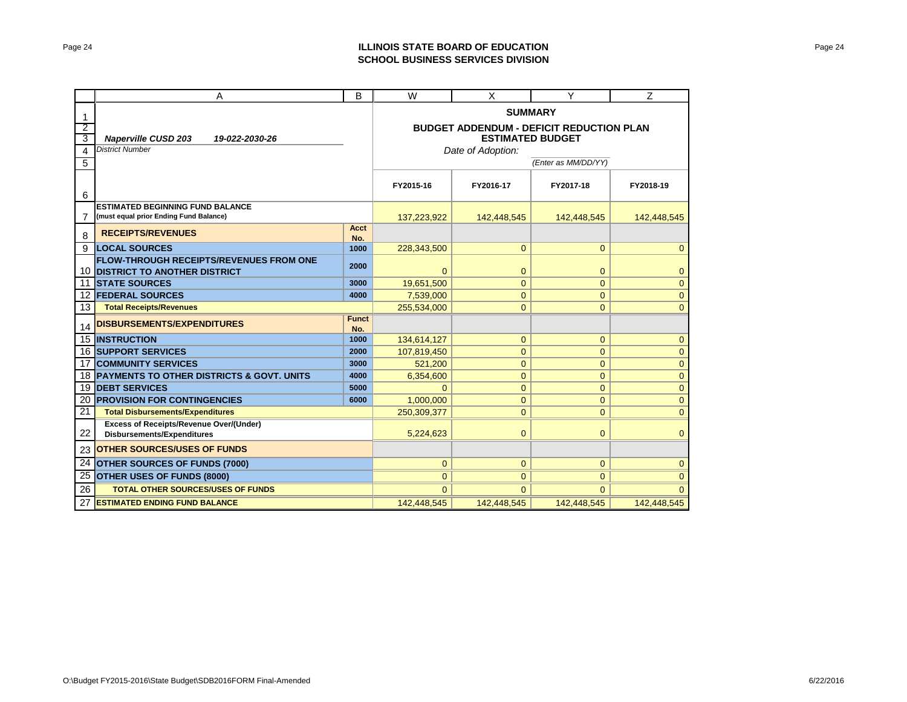# ILLINOIS STATE BOARD OF EDUCATION
## SCHOOL BUSINESS SERVICES DIVISION

| | A | B | W | X | Y | Z |
|---|---|---|---|---|---|---|
| 1 | | | **SUMMARY** | | | |
| 2 | | | **BUDGET ADDENDUM - DEFICIT REDUCTION PLAN** | | | |
| 3 | ***Naperville CUSD 203*** ***19-022-2030-26*** | | **ESTIMATED BUDGET** | | | |
| 4 | *District Number* | | *Date of Adoption:* | | | |
| 5 | | | | | *(Enter as MM/DD/YY)* | |
| 6 | | | **FY2015-16** | **FY2016-17** | **FY2017-18** | **FY2018-19** |
| 7 | **ESTIMATED BEGINNING FUND BALANCE (must equal prior Ending Fund Balance)** | | 137,223,922 | 142,448,545 | 142,448,545 | 142,448,545 |
| 8 | **RECEIPTS/REVENUES** | **Acct No.** | | | | |
| 9 | **LOCAL SOURCES** | **1000** | 228,343,500 | 0 | 0 | 0 |
| 10 | **FLOW-THROUGH RECEIPTS/REVENUES FROM ONE DISTRICT TO ANOTHER DISTRICT** | **2000** | 0 | 0 | 0 | 0 |
| 11 | **STATE SOURCES** | **3000** | 19,651,500 | 0 | 0 | 0 |
| 12 | **FEDERAL SOURCES** | **4000** | 7,539,000 | 0 | 0 | 0 |
| 13 | **Total Receipts/Revenues** | | 255,534,000 | 0 | 0 | 0 |
| 14 | **DISBURSEMENTS/EXPENDITURES** | **Funct No.** | | | | |
| 15 | **INSTRUCTION** | **1000** | 134,614,127 | 0 | 0 | 0 |
| 16 | **SUPPORT SERVICES** | **2000** | 107,819,450 | 0 | 0 | 0 |
| 17 | **COMMUNITY SERVICES** | **3000** | 521,200 | 0 | 0 | 0 |
| 18 | **PAYMENTS TO OTHER DISTRICTS & GOVT. UNITS** | **4000** | 6,354,600 | 0 | 0 | 0 |
| 19 | **DEBT SERVICES** | **5000** | 0 | 0 | 0 | 0 |
| 20 | **PROVISION FOR CONTINGENCIES** | **6000** | 1,000,000 | 0 | 0 | 0 |
| 21 | **Total Disbursements/Expenditures** | | 250,309,377 | 0 | 0 | 0 |
| 22 | **Excess of Receipts/Revenue Over/(Under) Disbursements/Expenditures** | | 5,224,623 | 0 | 0 | 0 |
| 23 | **OTHER SOURCES/USES OF FUNDS** | | | | | |
| 24 | **OTHER SOURCES OF FUNDS (7000)** | | 0 | 0 | 0 | 0 |
| 25 | **OTHER USES OF FUNDS (8000)** | | 0 | 0 | 0 | 0 |
| 26 | **TOTAL OTHER SOURCES/USES OF FUNDS** | | 0 | 0 | 0 | 0 |
| 27 | **ESTIMATED ENDING FUND BALANCE** | | 142,448,545 | 142,448,545 | 142,448,545 | 142,448,545 |

O:\Budget FY2015-2016\State Budget\SDB2016FORM Final-Amended 6/22/2016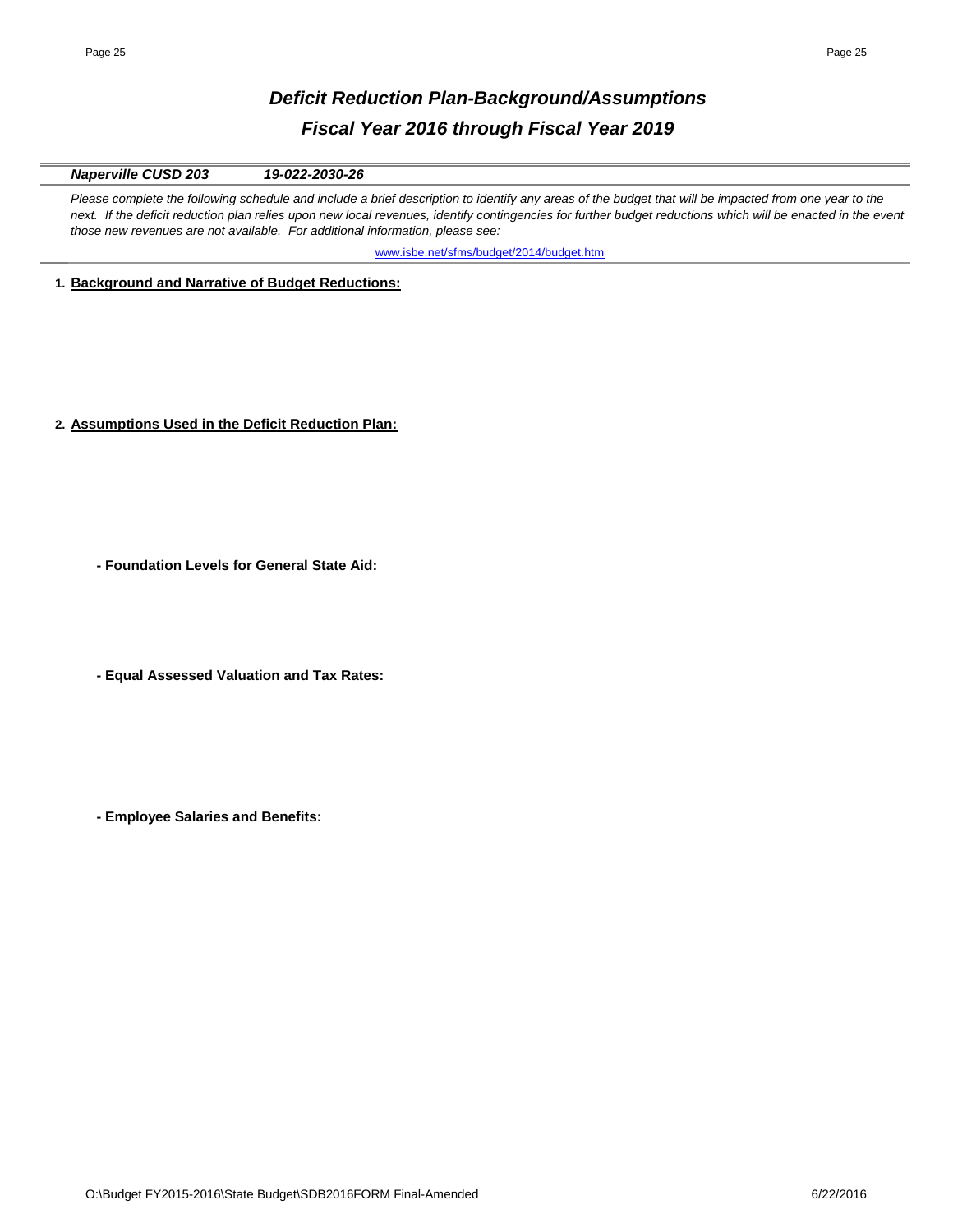# *Deficit Reduction Plan-Background/Assumptions*

## *Fiscal Year 2016 through Fiscal Year 2019*

***Naperville CUSD 203*** ***19-022-2030-26***

*Please complete the following schedule and include a brief description to identify any areas of the budget that will be impacted from one year to the next. If the deficit reduction plan relies upon new local revenues, identify contingencies for further budget reductions which will be enacted in the event those new revenues are not available. For additional information, please see:*

www.isbe.net/sfms/budget/2014/budget.htm

1. **Background and Narrative of Budget Reductions:**

2. **Assumptions Used in the Deficit Reduction Plan:**

**- Foundation Levels for General State Aid:**

**- Equal Assessed Valuation and Tax Rates:**

**- Employee Salaries and Benefits:**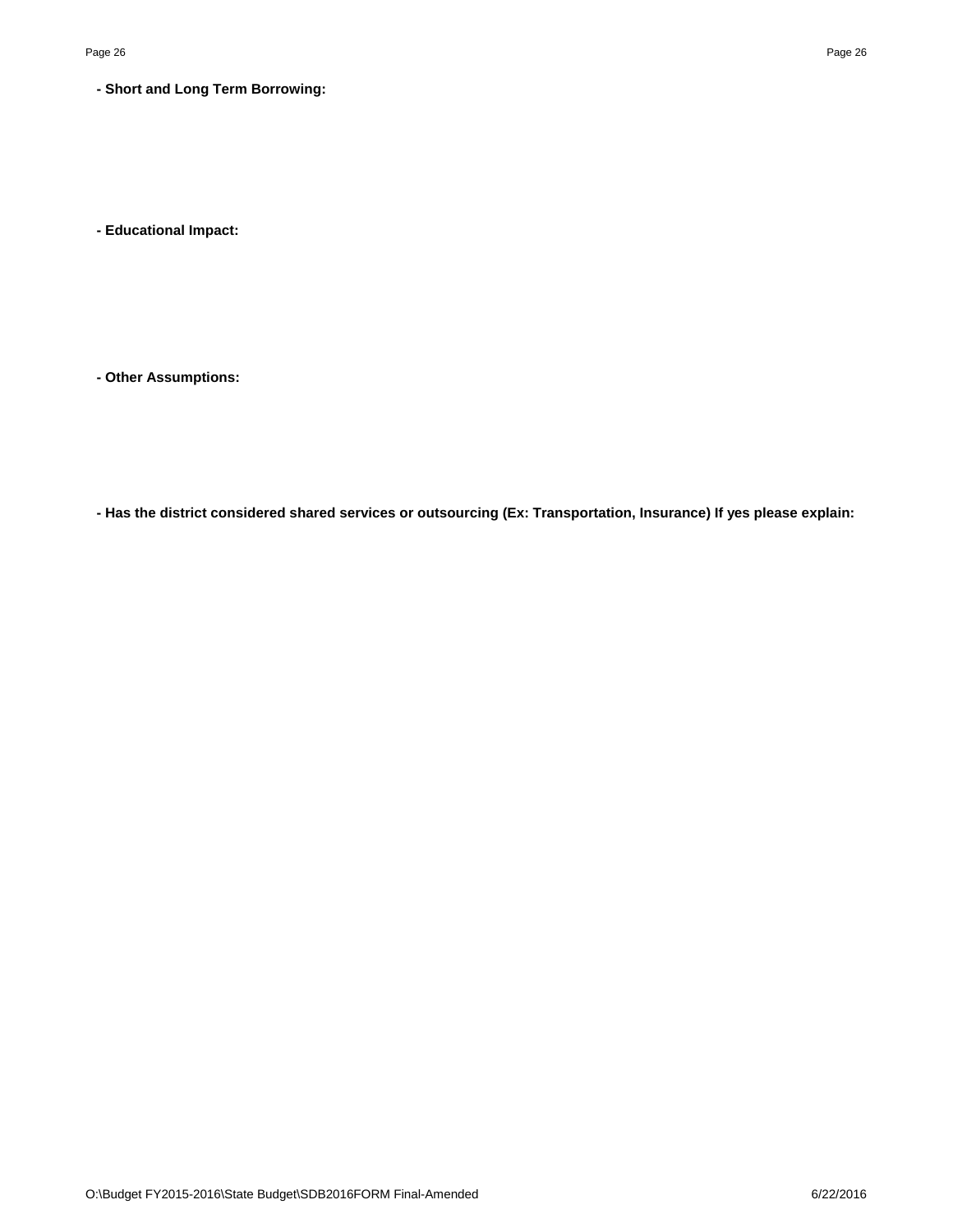**- Short and Long Term Borrowing:**

**- Educational Impact:**

**- Other Assumptions:**

**- Has the district considered shared services or outsourcing (Ex: Transportation, Insurance) If yes please explain:**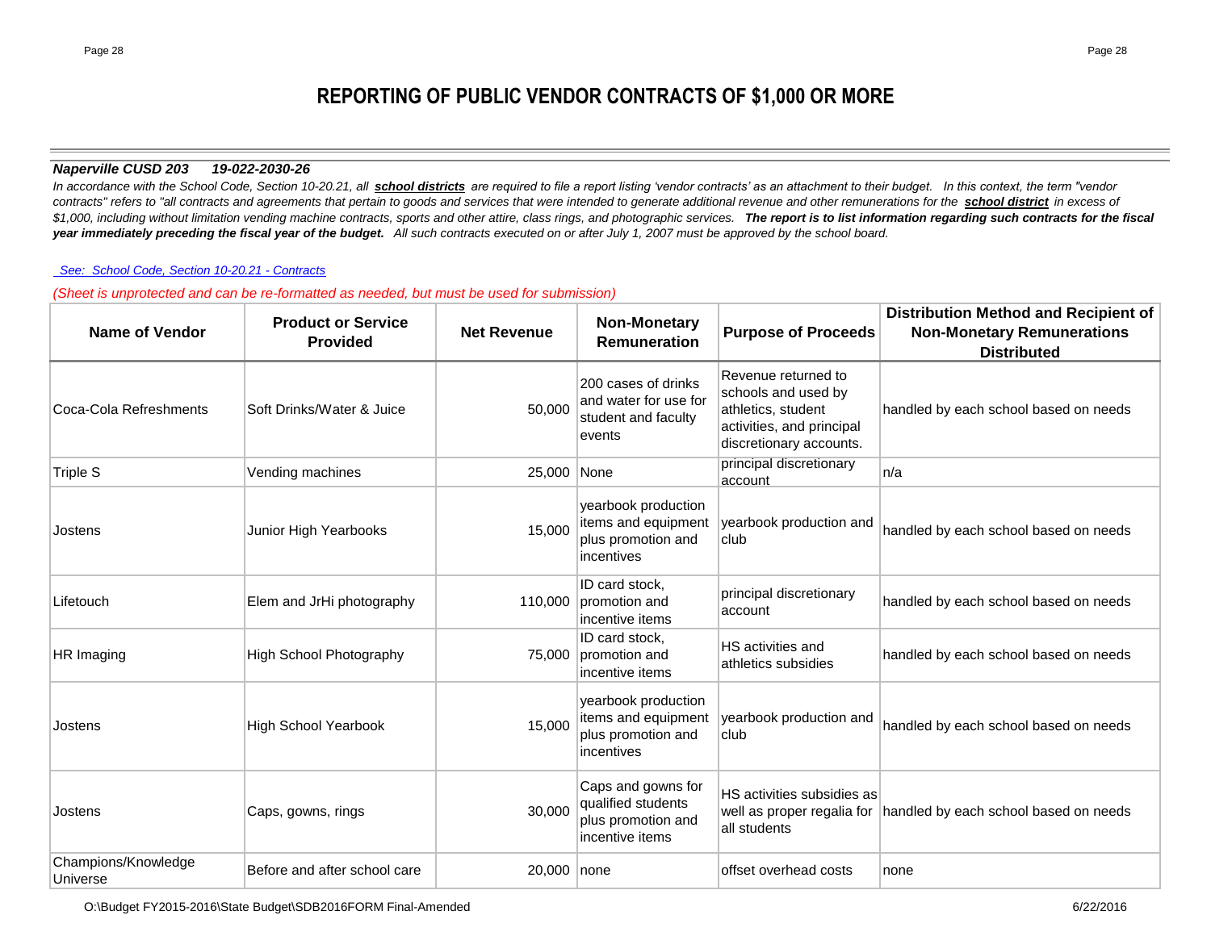# REPORTING OF PUBLIC VENDOR CONTRACTS OF $1,000 OR MORE

***Naperville CUSD 203     19-022-2030-26***

*In accordance with the School Code, Section 10-20.21, all* ***school districts*** *are required to file a report listing 'vendor contracts' as an attachment to their budget. In this context, the term "vendor contracts" refers to "all contracts and agreements that pertain to goods and services that were intended to generate additional revenue and other remunerations for the* ***school district*** *in excess of $1,000, including without limitation vending machine contracts, sports and other attire, class rings, and photographic services.* ***The report is to list information regarding such contracts for the fiscal year immediately preceding the fiscal year of the budget.*** *All such contracts executed on or after July 1, 2007 must be approved by the school board.*

*See: School Code, Section 10-20.21 - Contracts*

*(Sheet is unprotected and can be re-formatted as needed, but must be used for submission)*

| Name of Vendor | Product or Service Provided | Net Revenue | Non-Monetary Remuneration | Purpose of Proceeds | Distribution Method and Recipient of Non-Monetary Remunerations Distributed |
|---|---|---|---|---|---|
| Coca-Cola Refreshments | Soft Drinks/Water & Juice | 50,000 | 200 cases of drinks and water for use for student and faculty events | Revenue returned to schools and used by athletics, student activities, and principal discretionary accounts. | handled by each school based on needs |
| Triple S | Vending machines | 25,000 | None | principal discretionary account | n/a |
| Jostens | Junior High Yearbooks | 15,000 | yearbook production items and equipment plus promotion and incentives | yearbook production and club | handled by each school based on needs |
| Lifetouch | Elem and JrHi photography | 110,000 | ID card stock, promotion and incentive items | principal discretionary account | handled by each school based on needs |
| HR Imaging | High School Photography | 75,000 | ID card stock, promotion and incentive items | HS activities and athletics subsidies | handled by each school based on needs |
| Jostens | High School Yearbook | 15,000 | yearbook production items and equipment plus promotion and incentives | yearbook production and club | handled by each school based on needs |
| Jostens | Caps, gowns, rings | 30,000 | Caps and gowns for qualified students plus promotion and incentive items | HS activities subsidies as well as proper regalia for all students | handled by each school based on needs |
| Champions/Knowledge Universe | Before and after school care | 20,000 | none | offset overhead costs | none |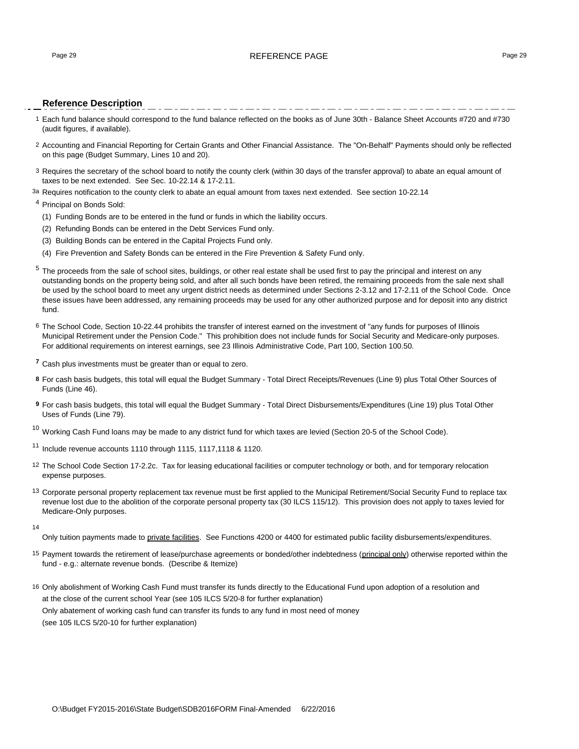# REFERENCE PAGE

## Reference Description

1 Each fund balance should correspond to the fund balance reflected on the books as of June 30th - Balance Sheet Accounts #720 and #730 (audit figures, if available).

2 Accounting and Financial Reporting for Certain Grants and Other Financial Assistance. The "On-Behalf" Payments should only be reflected on this page (Budget Summary, Lines 10 and 20).

3 Requires the secretary of the school board to notify the county clerk (within 30 days of the transfer approval) to abate an equal amount of taxes to be next extended. See Sec. 10-22.14 & 17-2.11.

3a Requires notification to the county clerk to abate an equal amount from taxes next extended. See section 10-22.14

4 Principal on Bonds Sold:

(1) Funding Bonds are to be entered in the fund or funds in which the liability occurs.

(2) Refunding Bonds can be entered in the Debt Services Fund only.

(3) Building Bonds can be entered in the Capital Projects Fund only.

(4) Fire Prevention and Safety Bonds can be entered in the Fire Prevention & Safety Fund only.

5 The proceeds from the sale of school sites, buildings, or other real estate shall be used first to pay the principal and interest on any outstanding bonds on the property being sold, and after all such bonds have been retired, the remaining proceeds from the sale next shall be used by the school board to meet any urgent district needs as determined under Sections 2-3.12 and 17-2.11 of the School Code. Once these issues have been addressed, any remaining proceeds may be used for any other authorized purpose and for deposit into any district fund.

6 The School Code, Section 10-22.44 prohibits the transfer of interest earned on the investment of "any funds for purposes of Illinois Municipal Retirement under the Pension Code." This prohibition does not include funds for Social Security and Medicare-only purposes. For additional requirements on interest earnings, see 23 Illinois Administrative Code, Part 100, Section 100.50.

**7** Cash plus investments must be greater than or equal to zero.

**8** For cash basis budgets, this total will equal the Budget Summary - Total Direct Receipts/Revenues (Line 9) plus Total Other Sources of Funds (Line 46).

**9** For cash basis budgets, this total will equal the Budget Summary - Total Direct Disbursements/Expenditures (Line 19) plus Total Other Uses of Funds (Line 79).

10 Working Cash Fund loans may be made to any district fund for which taxes are levied (Section 20-5 of the School Code).

11 Include revenue accounts 1110 through 1115, 1117,1118 & 1120.

12 The School Code Section 17-2.2c. Tax for leasing educational facilities or computer technology or both, and for temporary relocation expense purposes.

13 Corporate personal property replacement tax revenue must be first applied to the Municipal Retirement/Social Security Fund to replace tax revenue lost due to the abolition of the corporate personal property tax (30 ILCS 115/12). This provision does not apply to taxes levied for Medicare-Only purposes.

14 Only tuition payments made to private facilities. See Functions 4200 or 4400 for estimated public facility disbursements/expenditures.

15 Payment towards the retirement of lease/purchase agreements or bonded/other indebtedness (principal only) otherwise reported within the fund - e.g.: alternate revenue bonds. (Describe & Itemize)

16 Only abolishment of Working Cash Fund must transfer its funds directly to the Educational Fund upon adoption of a resolution and at the close of the current school Year (see 105 ILCS 5/20-8 for further explanation)
Only abatement of working cash fund can transfer its funds to any fund in most need of money
(see 105 ILCS 5/20-10 for further explanation)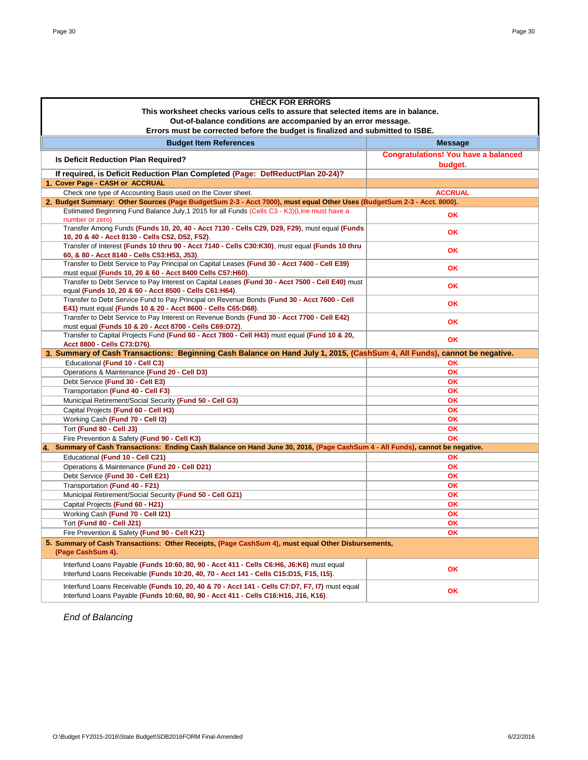| CHECK FOR ERRORS<br>This worksheet checks various cells to assure that selected items are in balance.<br>Out-of-balance conditions are accompanied by an error message.<br>Errors must be corrected before the budget is finalized and submitted to ISBE. | |
|---|---|
| **Budget Item References** | **Message** |
| **Is Deficit Reduction Plan Required?** | **Congratulations! You have a balanced budget.** |
| **If required, is Deficit Reduction Plan Completed (Page: DefReductPlan 20-24)?** | |
| **1. Cover Page - CASH or ACCRUAL** | |
| Check one type of Accounting Basis used on the Cover sheet. | **ACCRUAL** |
| **2. Budget Summary: Other Sources (Page BudgetSum 2-3 - Acct 7000), must equal Other Uses (BudgetSum 2-3 - Acct. 8000).** | |
| Estimated Beginning Fund Balance July,1 2015 for all Funds (Cells C3 - K3)(Line must have a number or zero) | **OK** |
| Transfer Among Funds **(Funds 10, 20, 40 - Acct 7130 - Cells C29, D29, F29)**, must equal **(Funds 10, 20 & 40 - Acct 8130 - Cells C52, D52, F52)**. | **OK** |
| Transfer of Interest **(Funds 10 thru 90 - Acct 7140 - Cells C30:K30)**, must equal **(Funds 10 thru 60, & 80 - Acct 8140 - Cells C53:H53, J53)**. | **OK** |
| Transfer to Debt Service to Pay Principal on Capital Leases **(Fund 30 - Acct 7400 - Cell E39)** must equal **(Funds 10, 20 & 60 - Acct 8400 Cells C57:H60)**. | **OK** |
| Transfer to Debt Service to Pay Interest on Capital Leases **(Fund 30 - Acct 7500 - Cell E40)** must equal **(Funds 10, 20 & 60 - Acct 8500 - Cells C61:H64)**. | **OK** |
| Transfer to Debt Service Fund to Pay Principal on Revenue Bonds **(Fund 30 - Acct 7600 - Cell E41)** must equal **(Funds 10 & 20 - Acct 8600 - Cells C65:D68)**. | **OK** |
| Transfer to Debt Service to Pay Interest on Revenue Bonds **(Fund 30 - Acct 7700 - Cell E42)** must equal **(Funds 10 & 20 - Acct 8700 - Cells C69:D72)**. | **OK** |
| Transfer to Capital Projects Fund **(Fund 60 - Acct 7800 - Cell H43)** must equal **(Fund 10 & 20, Acct 8800 - Cells C73:D76)**. | **OK** |
| **3. Summary of Cash Transactions: Beginning Cash Balance on Hand July 1, 2015, (CashSum 4, All Funds), cannot be negative.** | |
| Educational **(Fund 10 - Cell C3)** | **OK** |
| Operations & Maintenance **(Fund 20 - Cell D3)** | **OK** |
| Debt Service **(Fund 30 - Cell E3)** | **OK** |
| Transportation **(Fund 40 - Cell F3)** | **OK** |
| Municipal Retirement/Social Security **(Fund 50 - Cell G3)** | **OK** |
| Capital Projects **(Fund 60 - Cell H3)** | **OK** |
| Working Cash **(Fund 70 - Cell I3)** | **OK** |
| Tort **(Fund 80 - Cell J3)** | **OK** |
| Fire Prevention & Safety **(Fund 90 - Cell K3)** | **OK** |
| **4. Summary of Cash Transactions: Ending Cash Balance on Hand June 30, 2016, (Page CashSum 4 - All Funds), cannot be negative.** | |
| Educational **(Fund 10 - Cell C21)** | **OK** |
| Operations & Maintenance **(Fund 20 - Cell D21)** | **OK** |
| Debt Service **(Fund 30 - Cell E21)** | **OK** |
| Transportation **(Fund 40 - F21)** | **OK** |
| Municipal Retirement/Social Security **(Fund 50 - Cell G21)** | **OK** |
| Capital Projects **(Fund 60 - H21)** | **OK** |
| Working Cash **(Fund 70 - Cell I21)** | **OK** |
| Tort **(Fund 80 - Cell J21)** | **OK** |
| Fire Prevention & Safety **(Fund 90 - Cell K21)** | **OK** |
| **5. Summary of Cash Transactions: Other Receipts, (Page CashSum 4), must equal Other Disbursements, (Page CashSum 4).** | |
| Interfund Loans Payable **(Funds 10:60, 80, 90 - Acct 411 - Cells C6:H6, J6:K6)** must equal Interfund Loans Receivable **(Funds 10:20, 40, 70 - Acct 141 - Cells C15:D15, F15, I15)**. | **OK** |
| Interfund Loans Receivable **(Funds 10, 20, 40 & 70 - Acct 141 - Cells C7:D7, F7, I7)** must equal Interfund Loans Payable **(Funds 10:60, 80, 90 - Acct 411 - Cells C16:H16, J16, K16)**. | **OK** |

*End of Balancing*

O:\Budget FY2015-2016\State Budget\SDB2016FORM Final-Amended

6/22/2016